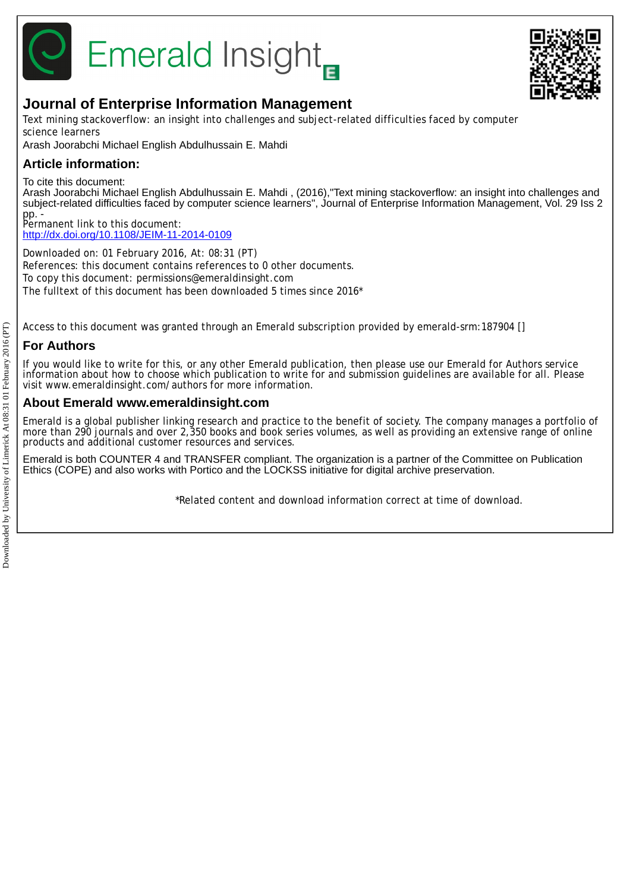# Emerald Insight

## Journal of Enterprise Information Management

Text mining stackoverflow: an insight into challenges and subject-related difficulties faced by computer science learners

Arash Joorabchi Michael English Abdulhussain E. Mahdi

## Article information:

To cite this document:

Arash Joorabchi Michael English Abdulhussain E. Mahdi , (2016),"Text mining stackoverflow: an insight into challenges and subject-related difficulties faced by computer science learners", Journal of Enterprise Information Management, Vol. 29 Iss 2 pp. -

Permanent link to this document:

http://dx.doi.org/10.1108/JEIM-11-2014-0109

Downloaded on: 01 February 2016, At: 08:31 (PT)

References: this document contains references to 0 other documents.

To copy this document: permissions@emeraldinsight.com

The fulltext of this document has been downloaded 5 times since 2016*

Access to this document was granted through an Emerald subscription provided by emerald-srm:187904 []

## For Authors

If you would like to write for this, or any other Emerald publication, then please use our Emerald for Authors service information about how to choose which publication to write for and submission guidelines are available for all. Please visit www.emeraldinsight.com/authors for more information.

## About Emerald www.emeraldinsight.com

Emerald is a global publisher linking research and practice to the benefit of society. The company manages a portfolio of more than 290 journals and over 2,350 books and book series volumes, as well as providing an extensive range of online products and additional customer resources and services.

Emerald is both COUNTER 4 and TRANSFER compliant. The organization is a partner of the Committee on Publication Ethics (COPE) and also works with Portico and the LOCKSS initiative for digital archive preservation.

*Related content and download information correct at time of download.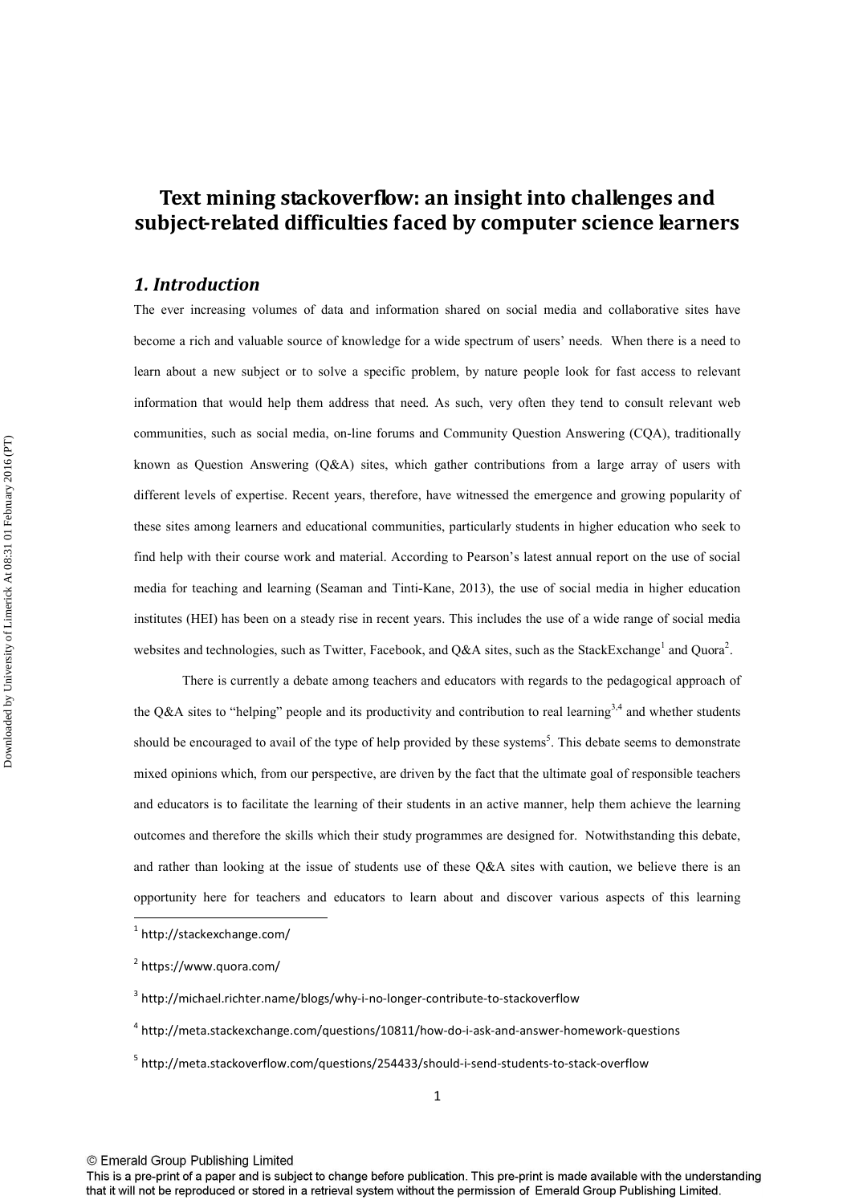# Text mining stackoverflow: an insight into challenges and subject-related difficulties faced by computer science learners

## *1. Introduction*

The ever increasing volumes of data and information shared on social media and collaborative sites have become a rich and valuable source of knowledge for a wide spectrum of users' needs. When there is a need to learn about a new subject or to solve a specific problem, by nature people look for fast access to relevant information that would help them address that need. As such, very often they tend to consult relevant web communities, such as social media, on-line forums and Community Question Answering (CQA), traditionally known as Question Answering (Q&A) sites, which gather contributions from a large array of users with different levels of expertise. Recent years, therefore, have witnessed the emergence and growing popularity of these sites among learners and educational communities, particularly students in higher education who seek to find help with their course work and material. According to Pearson's latest annual report on the use of social media for teaching and learning (Seaman and Tinti-Kane, 2013), the use of social media in higher education institutes (HEI) has been on a steady rise in recent years. This includes the use of a wide range of social media websites and technologies, such as Twitter, Facebook, and Q&A sites, such as the StackExchange[1] and Quora[2].

There is currently a debate among teachers and educators with regards to the pedagogical approach of the Q&A sites to "helping" people and its productivity and contribution to real learning[3,4] and whether students should be encouraged to avail of the type of help provided by these systems[5]. This debate seems to demonstrate mixed opinions which, from our perspective, are driven by the fact that the ultimate goal of responsible teachers and educators is to facilitate the learning of their students in an active manner, help them achieve the learning outcomes and therefore the skills which their study programmes are designed for. Notwithstanding this debate, and rather than looking at the issue of students use of these Q&A sites with caution, we believe there is an opportunity here for teachers and educators to learn about and discover various aspects of this learning

[1] http://stackexchange.com/

[2] https://www.quora.com/

[3] http://michael.richter.name/blogs/why-i-no-longer-contribute-to-stackoverflow

[4] http://meta.stackexchange.com/questions/10811/how-do-i-ask-and-answer-homework-questions

[5] http://meta.stackoverflow.com/questions/254433/should-i-send-students-to-stack-overflow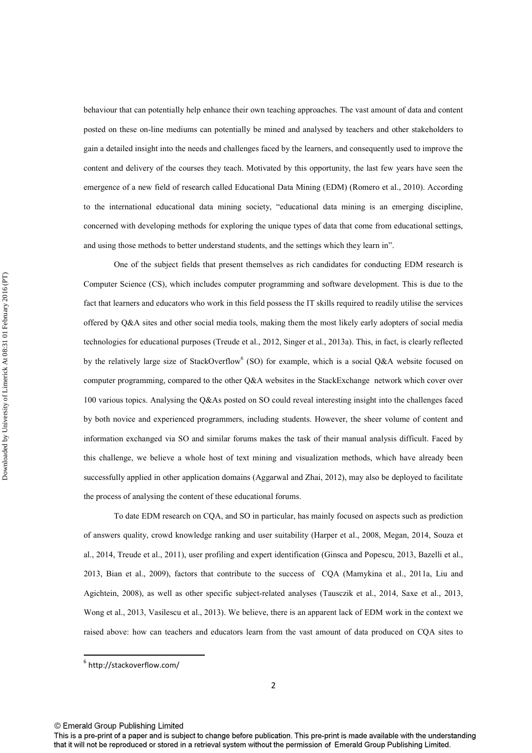behaviour that can potentially help enhance their own teaching approaches. The vast amount of data and content posted on these on-line mediums can potentially be mined and analysed by teachers and other stakeholders to gain a detailed insight into the needs and challenges faced by the learners, and consequently used to improve the content and delivery of the courses they teach. Motivated by this opportunity, the last few years have seen the emergence of a new field of research called Educational Data Mining (EDM) (Romero et al., 2010). According to the international educational data mining society, "educational data mining is an emerging discipline, concerned with developing methods for exploring the unique types of data that come from educational settings, and using those methods to better understand students, and the settings which they learn in".

One of the subject fields that present themselves as rich candidates for conducting EDM research is Computer Science (CS), which includes computer programming and software development. This is due to the fact that learners and educators who work in this field possess the IT skills required to readily utilise the services offered by Q&A sites and other social media tools, making them the most likely early adopters of social media technologies for educational purposes (Treude et al., 2012, Singer et al., 2013a). This, in fact, is clearly reflected by the relatively large size of StackOverflow[6] (SO) for example, which is a social Q&A website focused on computer programming, compared to the other Q&A websites in the StackExchange network which cover over 100 various topics. Analysing the Q&As posted on SO could reveal interesting insight into the challenges faced by both novice and experienced programmers, including students. However, the sheer volume of content and information exchanged via SO and similar forums makes the task of their manual analysis difficult. Faced by this challenge, we believe a whole host of text mining and visualization methods, which have already been successfully applied in other application domains (Aggarwal and Zhai, 2012), may also be deployed to facilitate the process of analysing the content of these educational forums.

To date EDM research on CQA, and SO in particular, has mainly focused on aspects such as prediction of answers quality, crowd knowledge ranking and user suitability (Harper et al., 2008, Megan, 2014, Souza et al., 2014, Treude et al., 2011), user profiling and expert identification (Ginsca and Popescu, 2013, Bazelli et al., 2013, Bian et al., 2009), factors that contribute to the success of CQA (Mamykina et al., 2011a, Liu and Agichtein, 2008), as well as other specific subject-related analyses (Tausczik et al., 2014, Saxe et al., 2013, Wong et al., 2013, Vasilescu et al., 2013). We believe, there is an apparent lack of EDM work in the context we raised above: how can teachers and educators learn from the vast amount of data produced on CQA sites to

[6] http://stackoverflow.com/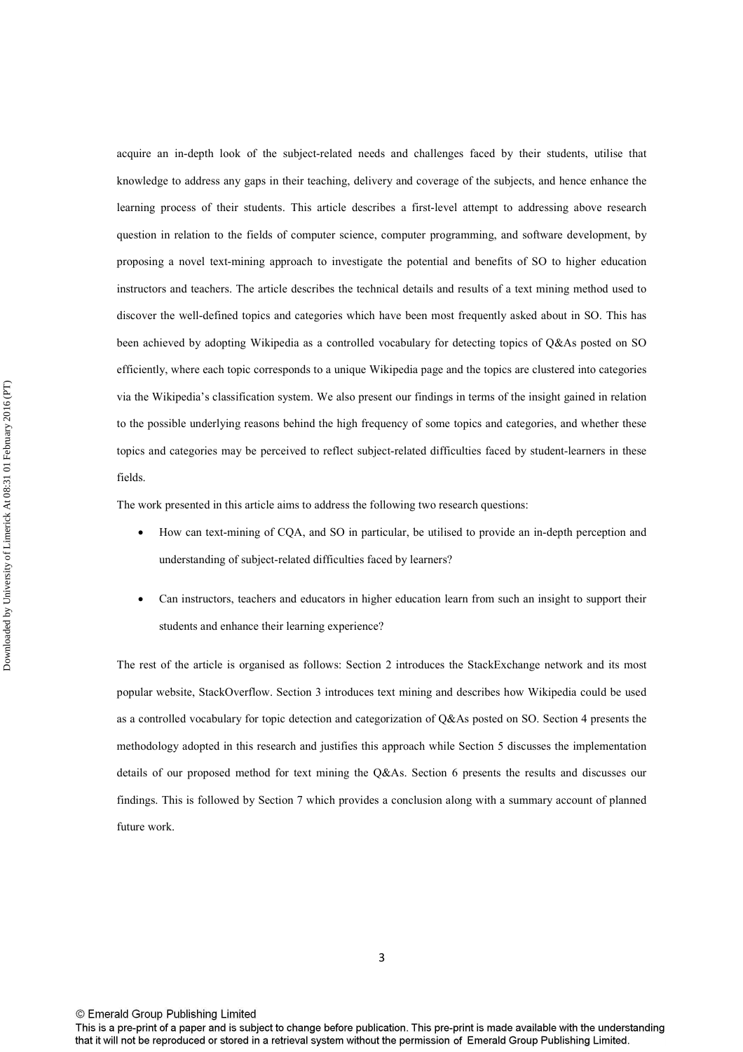acquire an in-depth look of the subject-related needs and challenges faced by their students, utilise that knowledge to address any gaps in their teaching, delivery and coverage of the subjects, and hence enhance the learning process of their students. This article describes a first-level attempt to addressing above research question in relation to the fields of computer science, computer programming, and software development, by proposing a novel text-mining approach to investigate the potential and benefits of SO to higher education instructors and teachers. The article describes the technical details and results of a text mining method used to discover the well-defined topics and categories which have been most frequently asked about in SO. This has been achieved by adopting Wikipedia as a controlled vocabulary for detecting topics of Q&As posted on SO efficiently, where each topic corresponds to a unique Wikipedia page and the topics are clustered into categories via the Wikipedia's classification system. We also present our findings in terms of the insight gained in relation to the possible underlying reasons behind the high frequency of some topics and categories, and whether these topics and categories may be perceived to reflect subject-related difficulties faced by student-learners in these fields.

The work presented in this article aims to address the following two research questions:

- How can text-mining of CQA, and SO in particular, be utilised to provide an in-depth perception and understanding of subject-related difficulties faced by learners?
- Can instructors, teachers and educators in higher education learn from such an insight to support their students and enhance their learning experience?

The rest of the article is organised as follows: Section 2 introduces the StackExchange network and its most popular website, StackOverflow. Section 3 introduces text mining and describes how Wikipedia could be used as a controlled vocabulary for topic detection and categorization of Q&As posted on SO. Section 4 presents the methodology adopted in this research and justifies this approach while Section 5 discusses the implementation details of our proposed method for text mining the Q&As. Section 6 presents the results and discusses our findings. This is followed by Section 7 which provides a conclusion along with a summary account of planned future work.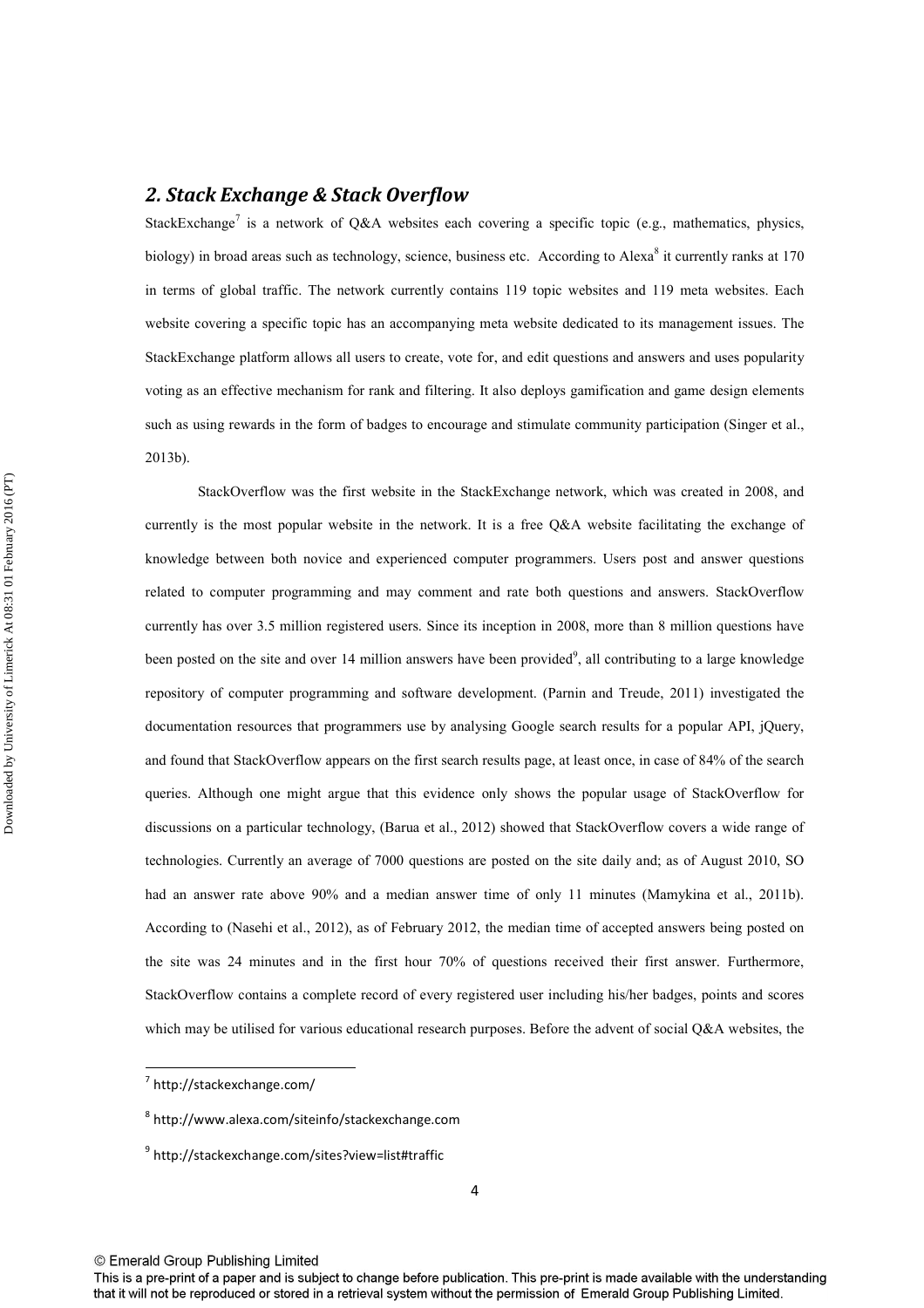## 2. Stack Exchange & Stack Overflow

StackExchange[7] is a network of Q&A websites each covering a specific topic (e.g., mathematics, physics, biology) in broad areas such as technology, science, business etc. According to Alexa[8] it currently ranks at 170 in terms of global traffic. The network currently contains 119 topic websites and 119 meta websites. Each website covering a specific topic has an accompanying meta website dedicated to its management issues. The StackExchange platform allows all users to create, vote for, and edit questions and answers and uses popularity voting as an effective mechanism for rank and filtering. It also deploys gamification and game design elements such as using rewards in the form of badges to encourage and stimulate community participation (Singer et al., 2013b).

StackOverflow was the first website in the StackExchange network, which was created in 2008, and currently is the most popular website in the network. It is a free Q&A website facilitating the exchange of knowledge between both novice and experienced computer programmers. Users post and answer questions related to computer programming and may comment and rate both questions and answers. StackOverflow currently has over 3.5 million registered users. Since its inception in 2008, more than 8 million questions have been posted on the site and over 14 million answers have been provided[9], all contributing to a large knowledge repository of computer programming and software development. (Parnin and Treude, 2011) investigated the documentation resources that programmers use by analysing Google search results for a popular API, jQuery, and found that StackOverflow appears on the first search results page, at least once, in case of 84% of the search queries. Although one might argue that this evidence only shows the popular usage of StackOverflow for discussions on a particular technology, (Barua et al., 2012) showed that StackOverflow covers a wide range of technologies. Currently an average of 7000 questions are posted on the site daily and; as of August 2010, SO had an answer rate above 90% and a median answer time of only 11 minutes (Mamykina et al., 2011b). According to (Nasehi et al., 2012), as of February 2012, the median time of accepted answers being posted on the site was 24 minutes and in the first hour 70% of questions received their first answer. Furthermore, StackOverflow contains a complete record of every registered user including his/her badges, points and scores which may be utilised for various educational research purposes. Before the advent of social Q&A websites, the

---

[7] http://stackexchange.com/

[8] http://www.alexa.com/siteinfo/stackexchange.com

[9] http://stackexchange.com/sites?view=list#traffic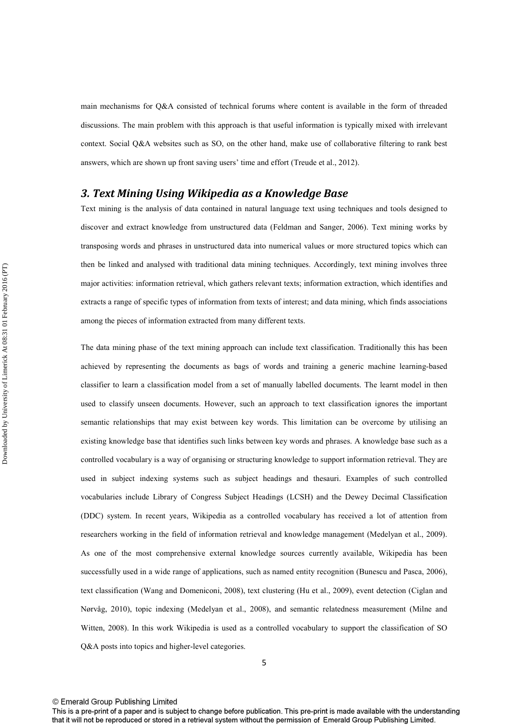main mechanisms for Q&A consisted of technical forums where content is available in the form of threaded discussions. The main problem with this approach is that useful information is typically mixed with irrelevant context. Social Q&A websites such as SO, on the other hand, make use of collaborative filtering to rank best answers, which are shown up front saving users' time and effort (Treude et al., 2012).

## *3. Text Mining Using Wikipedia as a Knowledge Base*

Text mining is the analysis of data contained in natural language text using techniques and tools designed to discover and extract knowledge from unstructured data (Feldman and Sanger, 2006). Text mining works by transposing words and phrases in unstructured data into numerical values or more structured topics which can then be linked and analysed with traditional data mining techniques. Accordingly, text mining involves three major activities: information retrieval, which gathers relevant texts; information extraction, which identifies and extracts a range of specific types of information from texts of interest; and data mining, which finds associations among the pieces of information extracted from many different texts.

The data mining phase of the text mining approach can include text classification. Traditionally this has been achieved by representing the documents as bags of words and training a generic machine learning-based classifier to learn a classification model from a set of manually labelled documents. The learnt model in then used to classify unseen documents. However, such an approach to text classification ignores the important semantic relationships that may exist between key words. This limitation can be overcome by utilising an existing knowledge base that identifies such links between key words and phrases. A knowledge base such as a controlled vocabulary is a way of organising or structuring knowledge to support information retrieval. They are used in subject indexing systems such as subject headings and thesauri. Examples of such controlled vocabularies include Library of Congress Subject Headings (LCSH) and the Dewey Decimal Classification (DDC) system. In recent years, Wikipedia as a controlled vocabulary has received a lot of attention from researchers working in the field of information retrieval and knowledge management (Medelyan et al., 2009). As one of the most comprehensive external knowledge sources currently available, Wikipedia has been successfully used in a wide range of applications, such as named entity recognition (Bunescu and Pasca, 2006), text classification (Wang and Domeniconi, 2008), text clustering (Hu et al., 2009), event detection (Ciglan and Nørvåg, 2010), topic indexing (Medelyan et al., 2008), and semantic relatedness measurement (Milne and Witten, 2008). In this work Wikipedia is used as a controlled vocabulary to support the classification of SO Q&A posts into topics and higher-level categories.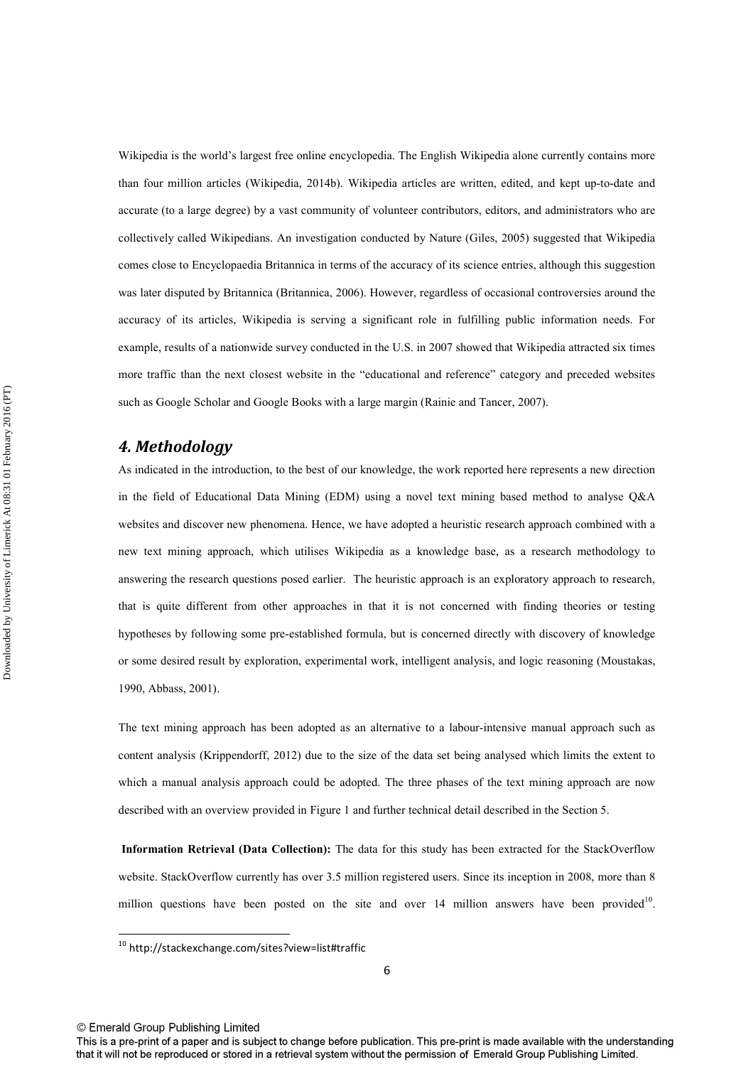Wikipedia is the world's largest free online encyclopedia. The English Wikipedia alone currently contains more than four million articles (Wikipedia, 2014b). Wikipedia articles are written, edited, and kept up-to-date and accurate (to a large degree) by a vast community of volunteer contributors, editors, and administrators who are collectively called Wikipedians. An investigation conducted by Nature (Giles, 2005) suggested that Wikipedia comes close to Encyclopaedia Britannica in terms of the accuracy of its science entries, although this suggestion was later disputed by Britannica (Britannica, 2006). However, regardless of occasional controversies around the accuracy of its articles, Wikipedia is serving a significant role in fulfilling public information needs. For example, results of a nationwide survey conducted in the U.S. in 2007 showed that Wikipedia attracted six times more traffic than the next closest website in the "educational and reference" category and preceded websites such as Google Scholar and Google Books with a large margin (Rainie and Tancer, 2007).

## *4. Methodology*

As indicated in the introduction, to the best of our knowledge, the work reported here represents a new direction in the field of Educational Data Mining (EDM) using a novel text mining based method to analyse Q&A websites and discover new phenomena. Hence, we have adopted a heuristic research approach combined with a new text mining approach, which utilises Wikipedia as a knowledge base, as a research methodology to answering the research questions posed earlier. The heuristic approach is an exploratory approach to research, that is quite different from other approaches in that it is not concerned with finding theories or testing hypotheses by following some pre-established formula, but is concerned directly with discovery of knowledge or some desired result by exploration, experimental work, intelligent analysis, and logic reasoning (Moustakas, 1990, Abbass, 2001).

The text mining approach has been adopted as an alternative to a labour-intensive manual approach such as content analysis (Krippendorff, 2012) due to the size of the data set being analysed which limits the extent to which a manual analysis approach could be adopted. The three phases of the text mining approach are now described with an overview provided in Figure 1 and further technical detail described in the Section 5.

**Information Retrieval (Data Collection):** The data for this study has been extracted for the StackOverflow website. StackOverflow currently has over 3.5 million registered users. Since its inception in 2008, more than 8 million questions have been posted on the site and over 14 million answers have been provided[10].

[10] http://stackexchange.com/sites?view=list#traffic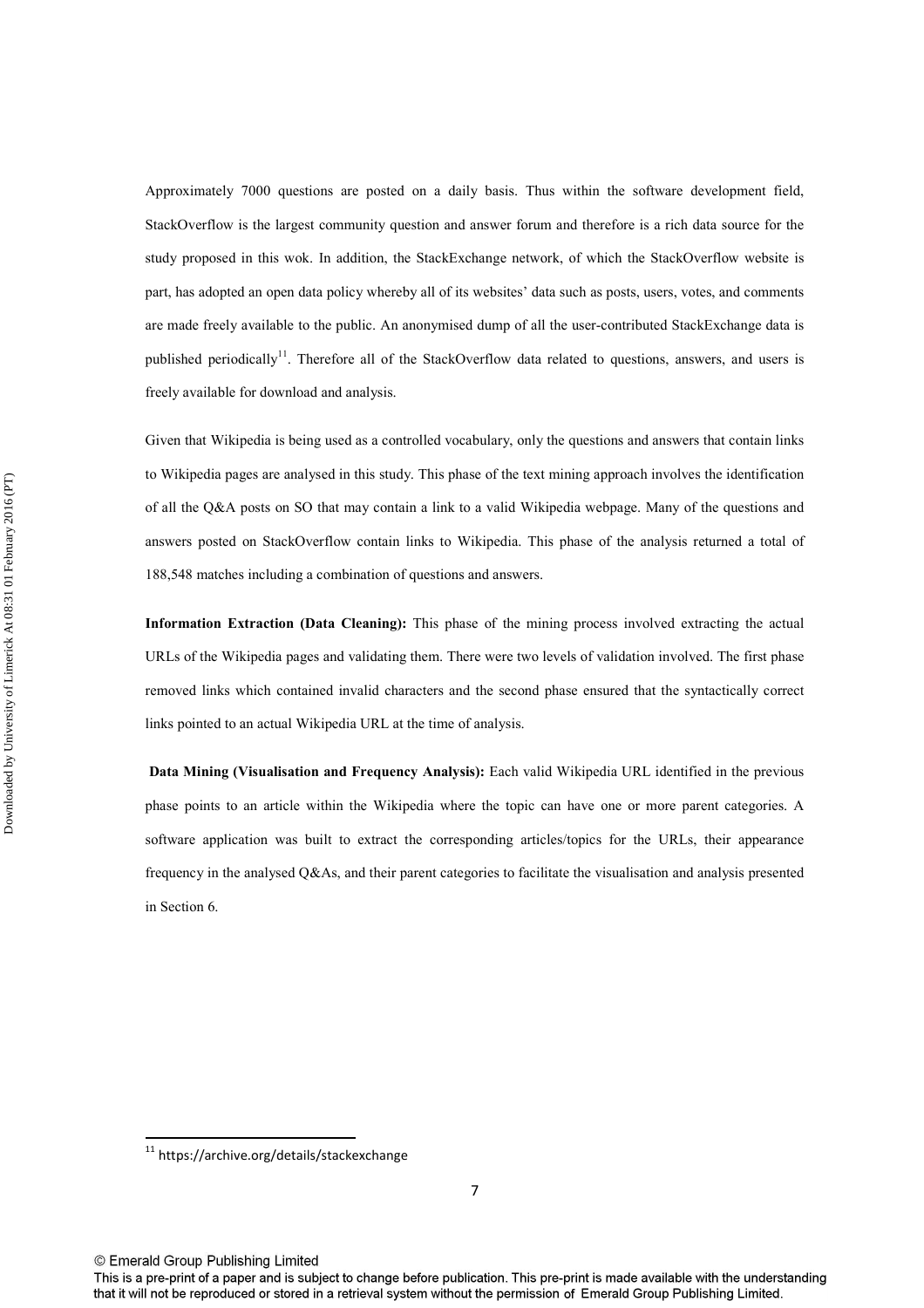Approximately 7000 questions are posted on a daily basis. Thus within the software development field, StackOverflow is the largest community question and answer forum and therefore is a rich data source for the study proposed in this wok. In addition, the StackExchange network, of which the StackOverflow website is part, has adopted an open data policy whereby all of its websites' data such as posts, users, votes, and comments are made freely available to the public. An anonymised dump of all the user-contributed StackExchange data is published periodically[11]. Therefore all of the StackOverflow data related to questions, answers, and users is freely available for download and analysis.

Given that Wikipedia is being used as a controlled vocabulary, only the questions and answers that contain links to Wikipedia pages are analysed in this study. This phase of the text mining approach involves the identification of all the Q&A posts on SO that may contain a link to a valid Wikipedia webpage. Many of the questions and answers posted on StackOverflow contain links to Wikipedia. This phase of the analysis returned a total of 188,548 matches including a combination of questions and answers.

**Information Extraction (Data Cleaning):** This phase of the mining process involved extracting the actual URLs of the Wikipedia pages and validating them. There were two levels of validation involved. The first phase removed links which contained invalid characters and the second phase ensured that the syntactically correct links pointed to an actual Wikipedia URL at the time of analysis.

**Data Mining (Visualisation and Frequency Analysis):** Each valid Wikipedia URL identified in the previous phase points to an article within the Wikipedia where the topic can have one or more parent categories. A software application was built to extract the corresponding articles/topics for the URLs, their appearance frequency in the analysed Q&As, and their parent categories to facilitate the visualisation and analysis presented in Section 6.

[11] https://archive.org/details/stackexchange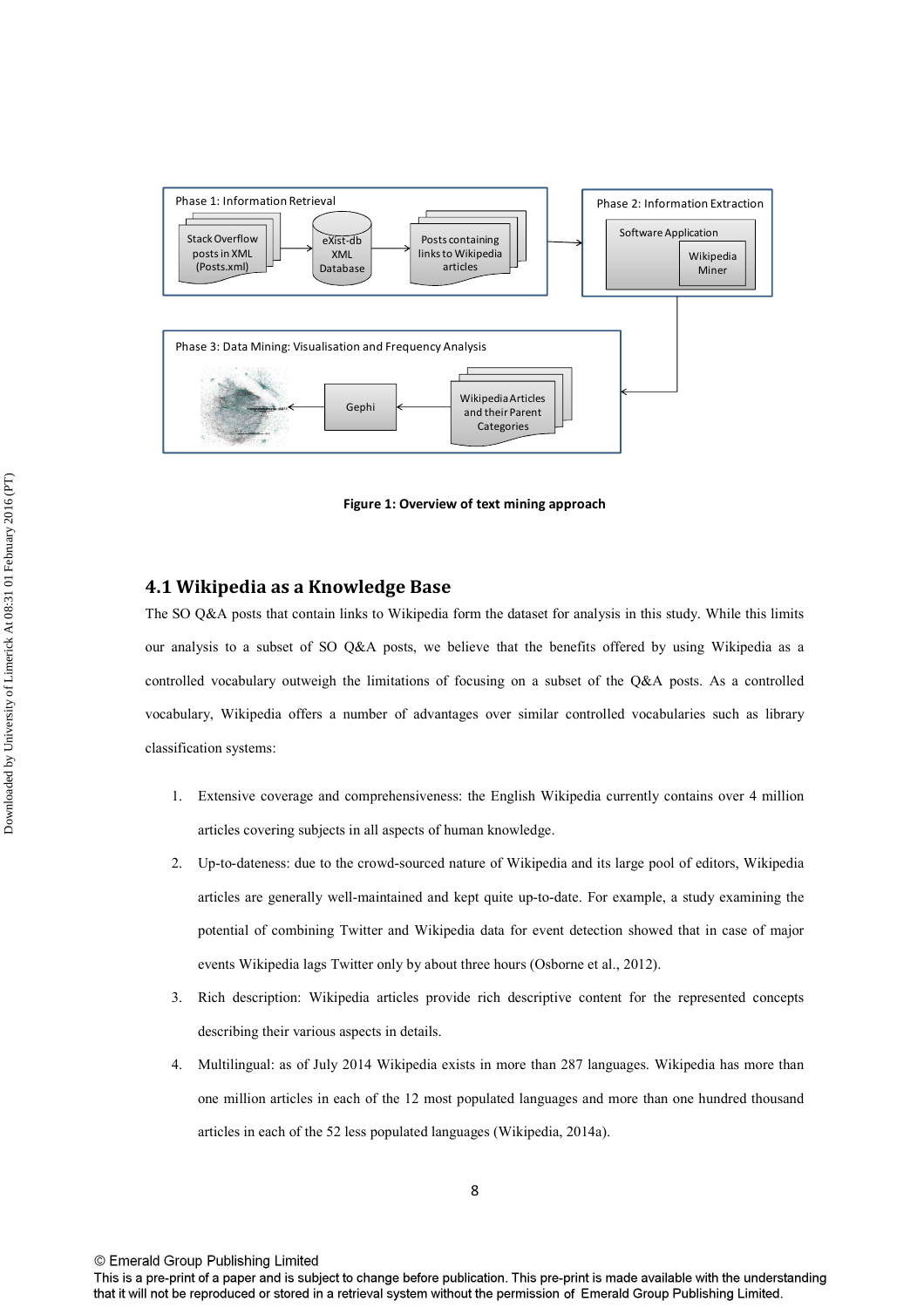Figure 1: Overview of text mining approach

## 4.1 Wikipedia as a Knowledge Base

The SO Q&A posts that contain links to Wikipedia form the dataset for analysis in this study. While this limits our analysis to a subset of SO Q&A posts, we believe that the benefits offered by using Wikipedia as a controlled vocabulary outweigh the limitations of focusing on a subset of the Q&A posts. As a controlled vocabulary, Wikipedia offers a number of advantages over similar controlled vocabularies such as library classification systems:

1. Extensive coverage and comprehensiveness: the English Wikipedia currently contains over 4 million articles covering subjects in all aspects of human knowledge.
2. Up-to-dateness: due to the crowd-sourced nature of Wikipedia and its large pool of editors, Wikipedia articles are generally well-maintained and kept quite up-to-date. For example, a study examining the potential of combining Twitter and Wikipedia data for event detection showed that in case of major events Wikipedia lags Twitter only by about three hours (Osborne et al., 2012).
3. Rich description: Wikipedia articles provide rich descriptive content for the represented concepts describing their various aspects in details.
4. Multilingual: as of July 2014 Wikipedia exists in more than 287 languages. Wikipedia has more than one million articles in each of the 12 most populated languages and more than one hundred thousand articles in each of the 52 less populated languages (Wikipedia, 2014a).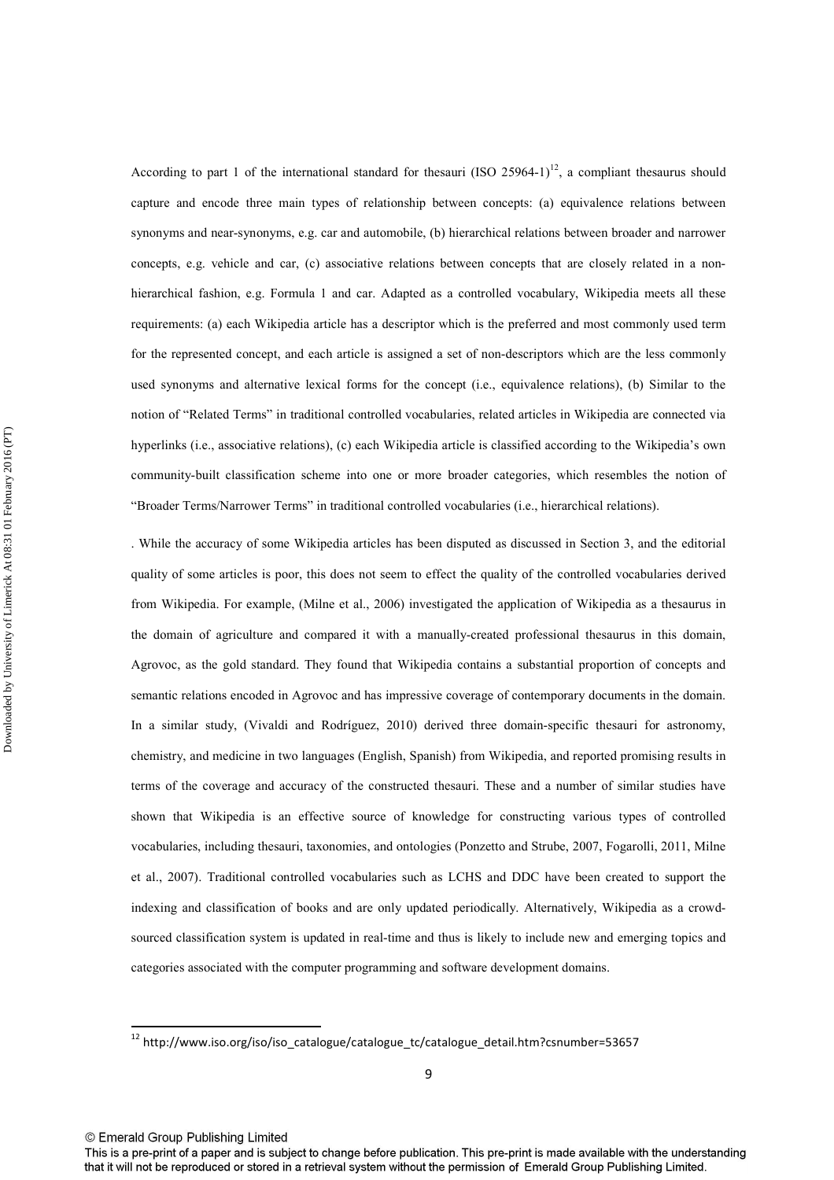According to part 1 of the international standard for thesauri (ISO 25964-1)[12], a compliant thesaurus should capture and encode three main types of relationship between concepts: (a) equivalence relations between synonyms and near-synonyms, e.g. car and automobile, (b) hierarchical relations between broader and narrower concepts, e.g. vehicle and car, (c) associative relations between concepts that are closely related in a non-hierarchical fashion, e.g. Formula 1 and car. Adapted as a controlled vocabulary, Wikipedia meets all these requirements: (a) each Wikipedia article has a descriptor which is the preferred and most commonly used term for the represented concept, and each article is assigned a set of non-descriptors which are the less commonly used synonyms and alternative lexical forms for the concept (i.e., equivalence relations), (b) Similar to the notion of "Related Terms" in traditional controlled vocabularies, related articles in Wikipedia are connected via hyperlinks (i.e., associative relations), (c) each Wikipedia article is classified according to the Wikipedia's own community-built classification scheme into one or more broader categories, which resembles the notion of "Broader Terms/Narrower Terms" in traditional controlled vocabularies (i.e., hierarchical relations).

. While the accuracy of some Wikipedia articles has been disputed as discussed in Section 3, and the editorial quality of some articles is poor, this does not seem to effect the quality of the controlled vocabularies derived from Wikipedia. For example, (Milne et al., 2006) investigated the application of Wikipedia as a thesaurus in the domain of agriculture and compared it with a manually-created professional thesaurus in this domain, Agrovoc, as the gold standard. They found that Wikipedia contains a substantial proportion of concepts and semantic relations encoded in Agrovoc and has impressive coverage of contemporary documents in the domain. In a similar study, (Vivaldi and Rodríguez, 2010) derived three domain-specific thesauri for astronomy, chemistry, and medicine in two languages (English, Spanish) from Wikipedia, and reported promising results in terms of the coverage and accuracy of the constructed thesauri. These and a number of similar studies have shown that Wikipedia is an effective source of knowledge for constructing various types of controlled vocabularies, including thesauri, taxonomies, and ontologies (Ponzetto and Strube, 2007, Fogarolli, 2011, Milne et al., 2007). Traditional controlled vocabularies such as LCHS and DDC have been created to support the indexing and classification of books and are only updated periodically. Alternatively, Wikipedia as a crowd-sourced classification system is updated in real-time and thus is likely to include new and emerging topics and categories associated with the computer programming and software development domains.

[12] http://www.iso.org/iso/iso_catalogue/catalogue_tc/catalogue_detail.htm?csnumber=53657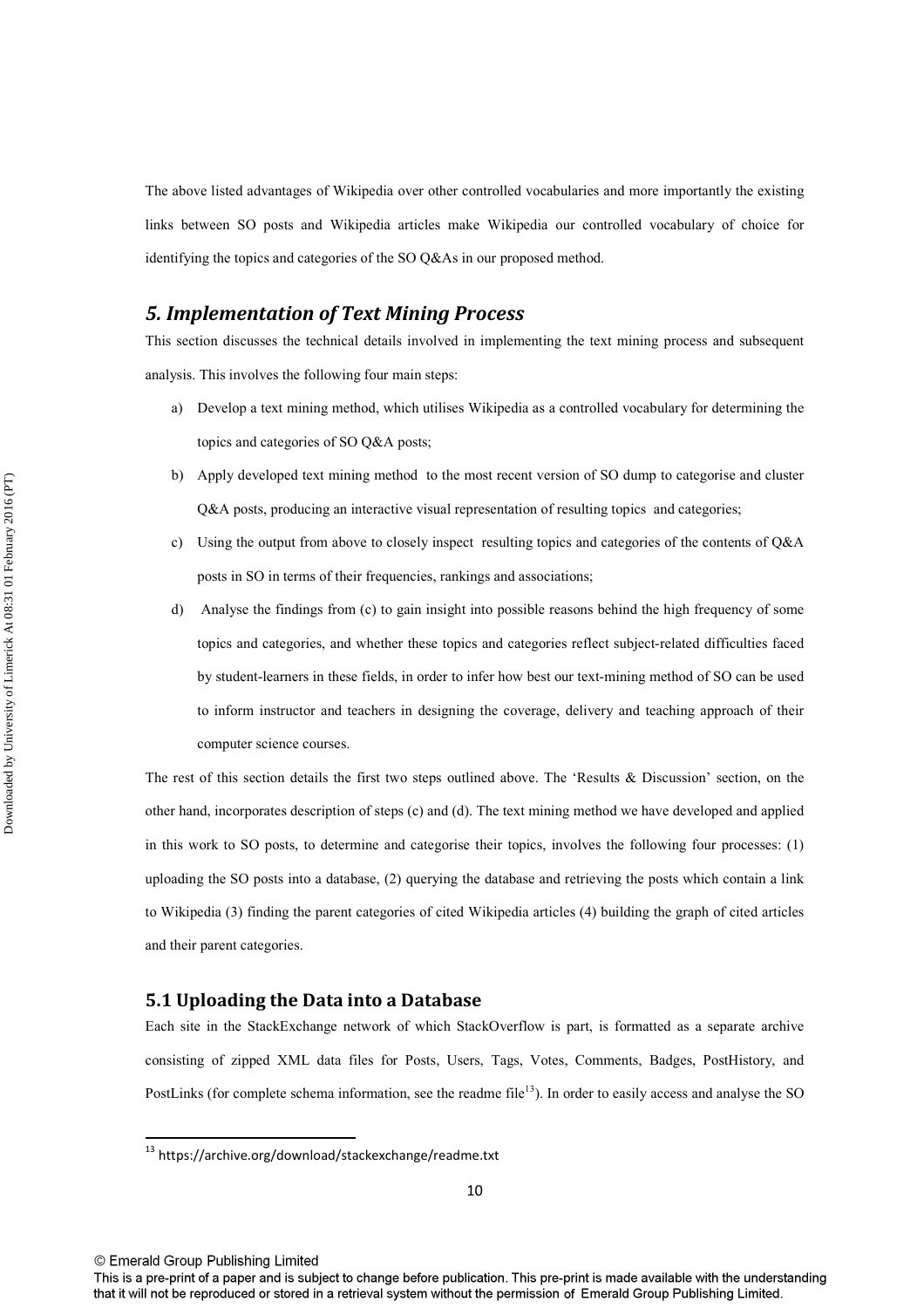The above listed advantages of Wikipedia over other controlled vocabularies and more importantly the existing links between SO posts and Wikipedia articles make Wikipedia our controlled vocabulary of choice for identifying the topics and categories of the SO Q&As in our proposed method.

## *5. Implementation of Text Mining Process*

This section discusses the technical details involved in implementing the text mining process and subsequent analysis. This involves the following four main steps:

a) Develop a text mining method, which utilises Wikipedia as a controlled vocabulary for determining the topics and categories of SO Q&A posts;

b) Apply developed text mining method to the most recent version of SO dump to categorise and cluster Q&A posts, producing an interactive visual representation of resulting topics and categories;

c) Using the output from above to closely inspect resulting topics and categories of the contents of Q&A posts in SO in terms of their frequencies, rankings and associations;

d) Analyse the findings from (c) to gain insight into possible reasons behind the high frequency of some topics and categories, and whether these topics and categories reflect subject-related difficulties faced by student-learners in these fields, in order to infer how best our text-mining method of SO can be used to inform instructor and teachers in designing the coverage, delivery and teaching approach of their computer science courses.

The rest of this section details the first two steps outlined above. The 'Results & Discussion' section, on the other hand, incorporates description of steps (c) and (d). The text mining method we have developed and applied in this work to SO posts, to determine and categorise their topics, involves the following four processes: (1) uploading the SO posts into a database, (2) querying the database and retrieving the posts which contain a link to Wikipedia (3) finding the parent categories of cited Wikipedia articles (4) building the graph of cited articles and their parent categories.

### 5.1 Uploading the Data into a Database

Each site in the StackExchange network of which StackOverflow is part, is formatted as a separate archive consisting of zipped XML data files for Posts, Users, Tags, Votes, Comments, Badges, PostHistory, and PostLinks (for complete schema information, see the readme file[13]). In order to easily access and analyse the SO

[13] https://archive.org/download/stackexchange/readme.txt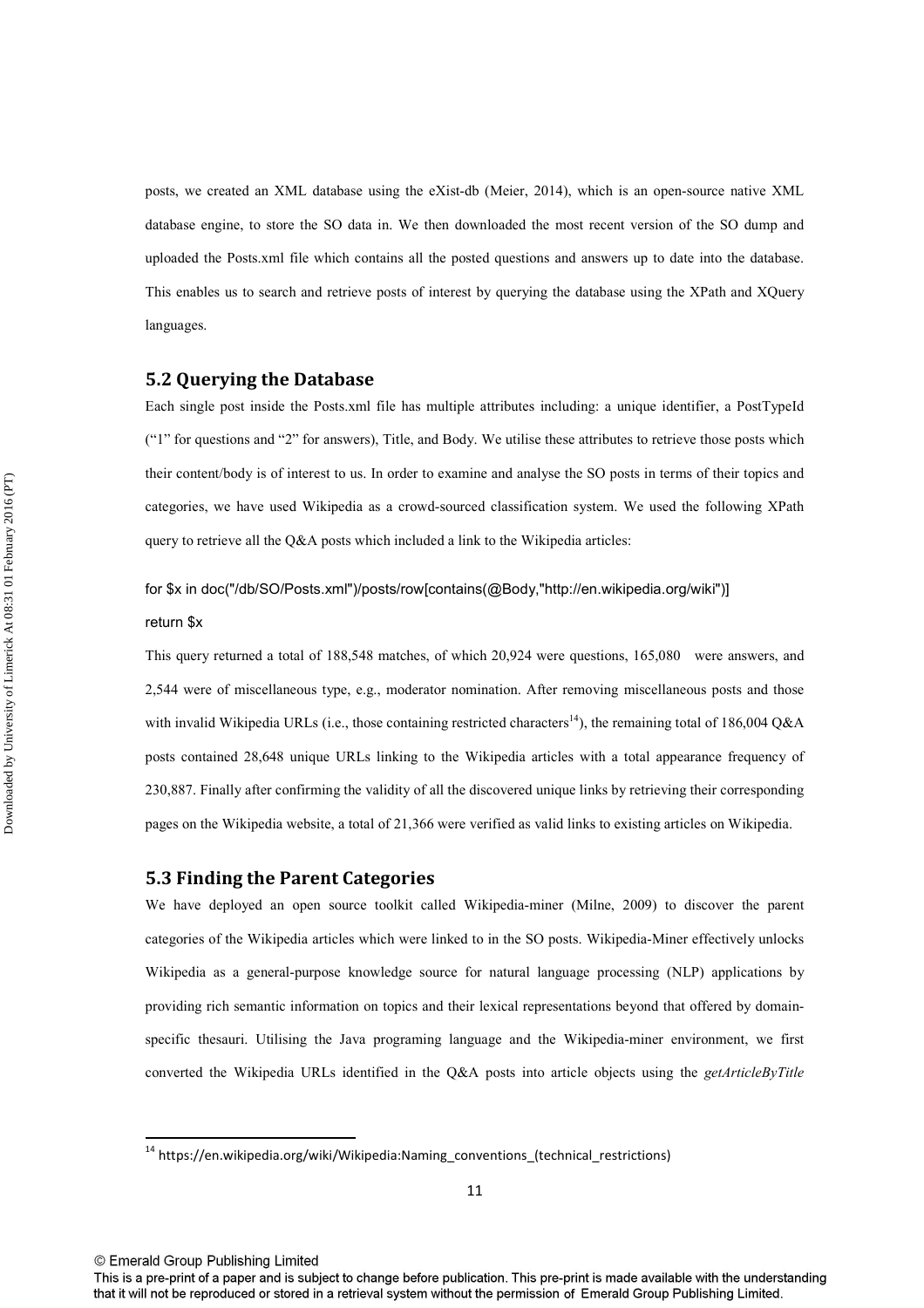posts, we created an XML database using the eXist-db (Meier, 2014), which is an open-source native XML database engine, to store the SO data in. We then downloaded the most recent version of the SO dump and uploaded the Posts.xml file which contains all the posted questions and answers up to date into the database. This enables us to search and retrieve posts of interest by querying the database using the XPath and XQuery languages.

## 5.2 Querying the Database

Each single post inside the Posts.xml file has multiple attributes including: a unique identifier, a PostTypeId ("1" for questions and "2" for answers), Title, and Body. We utilise these attributes to retrieve those posts which their content/body is of interest to us. In order to examine and analyse the SO posts in terms of their topics and categories, we have used Wikipedia as a crowd-sourced classification system. We used the following XPath query to retrieve all the Q&A posts which included a link to the Wikipedia articles:

```
for $x in doc("/db/SO/Posts.xml")/posts/row[contains(@Body,"http://en.wikipedia.org/wiki")]
return $x
```

This query returned a total of 188,548 matches, of which 20,924 were questions, 165,080 were answers, and 2,544 were of miscellaneous type, e.g., moderator nomination. After removing miscellaneous posts and those with invalid Wikipedia URLs (i.e., those containing restricted characters[14]), the remaining total of 186,004 Q&A posts contained 28,648 unique URLs linking to the Wikipedia articles with a total appearance frequency of 230,887. Finally after confirming the validity of all the discovered unique links by retrieving their corresponding pages on the Wikipedia website, a total of 21,366 were verified as valid links to existing articles on Wikipedia.

## 5.3 Finding the Parent Categories

We have deployed an open source toolkit called Wikipedia-miner (Milne, 2009) to discover the parent categories of the Wikipedia articles which were linked to in the SO posts. Wikipedia-Miner effectively unlocks Wikipedia as a general-purpose knowledge source for natural language processing (NLP) applications by providing rich semantic information on topics and their lexical representations beyond that offered by domain-specific thesauri. Utilising the Java programing language and the Wikipedia-miner environment, we first converted the Wikipedia URLs identified in the Q&A posts into article objects using the *getArticleByTitle*

[14] https://en.wikipedia.org/wiki/Wikipedia:Naming_conventions_(technical_restrictions)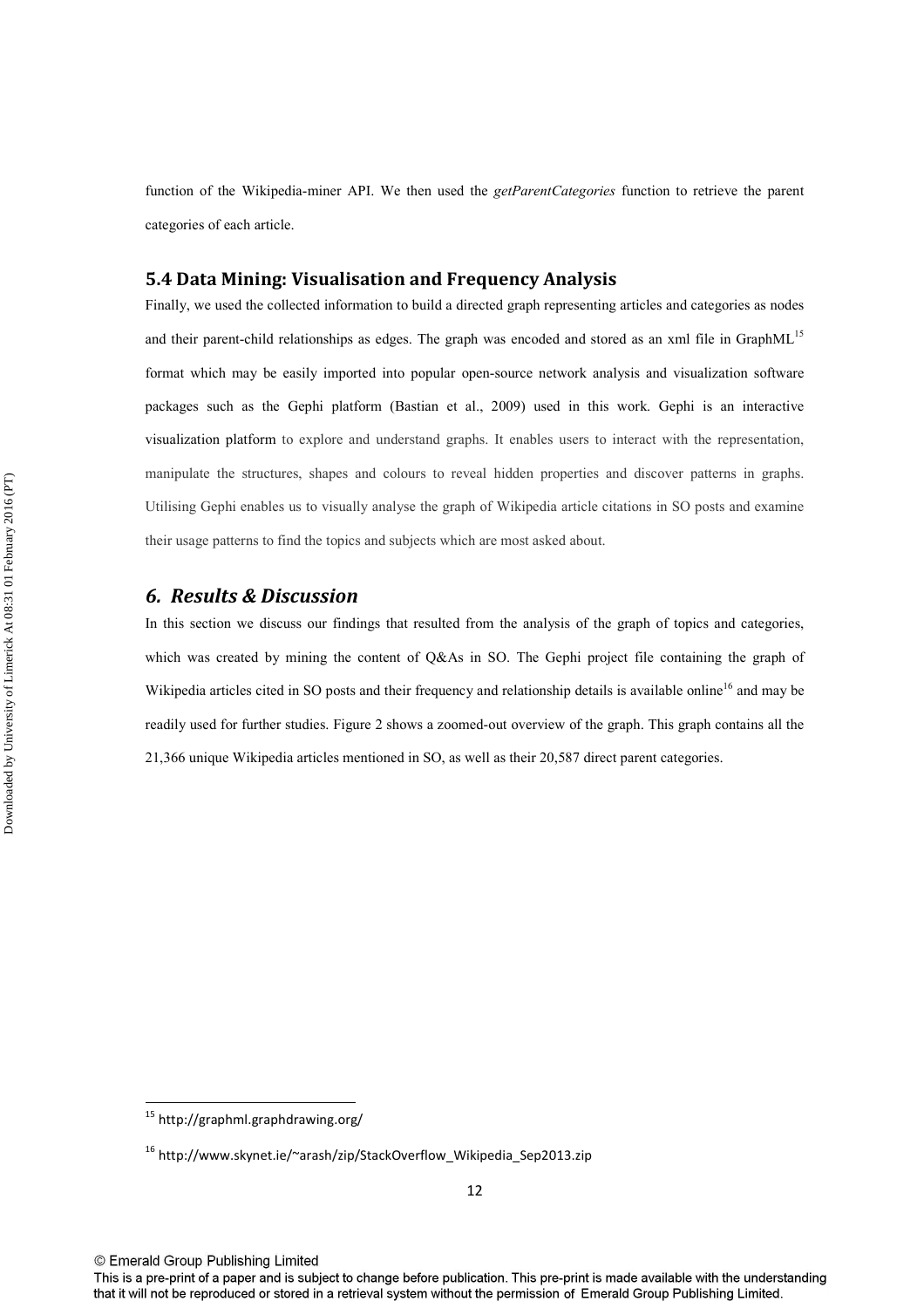function of the Wikipedia-miner API. We then used the *getParentCategories* function to retrieve the parent categories of each article.

### 5.4 Data Mining: Visualisation and Frequency Analysis

Finally, we used the collected information to build a directed graph representing articles and categories as nodes and their parent-child relationships as edges. The graph was encoded and stored as an xml file in GraphML[15] format which may be easily imported into popular open-source network analysis and visualization software packages such as the Gephi platform (Bastian et al., 2009) used in this work. Gephi is an interactive visualization platform to explore and understand graphs. It enables users to interact with the representation, manipulate the structures, shapes and colours to reveal hidden properties and discover patterns in graphs. Utilising Gephi enables us to visually analyse the graph of Wikipedia article citations in SO posts and examine their usage patterns to find the topics and subjects which are most asked about.

## *6. Results & Discussion*

In this section we discuss our findings that resulted from the analysis of the graph of topics and categories, which was created by mining the content of Q&As in SO. The Gephi project file containing the graph of Wikipedia articles cited in SO posts and their frequency and relationship details is available online[16] and may be readily used for further studies. Figure 2 shows a zoomed-out overview of the graph. This graph contains all the 21,366 unique Wikipedia articles mentioned in SO, as well as their 20,587 direct parent categories.

---

[15] http://graphml.graphdrawing.org/

[16] http://www.skynet.ie/~arash/zip/StackOverflow_Wikipedia_Sep2013.zip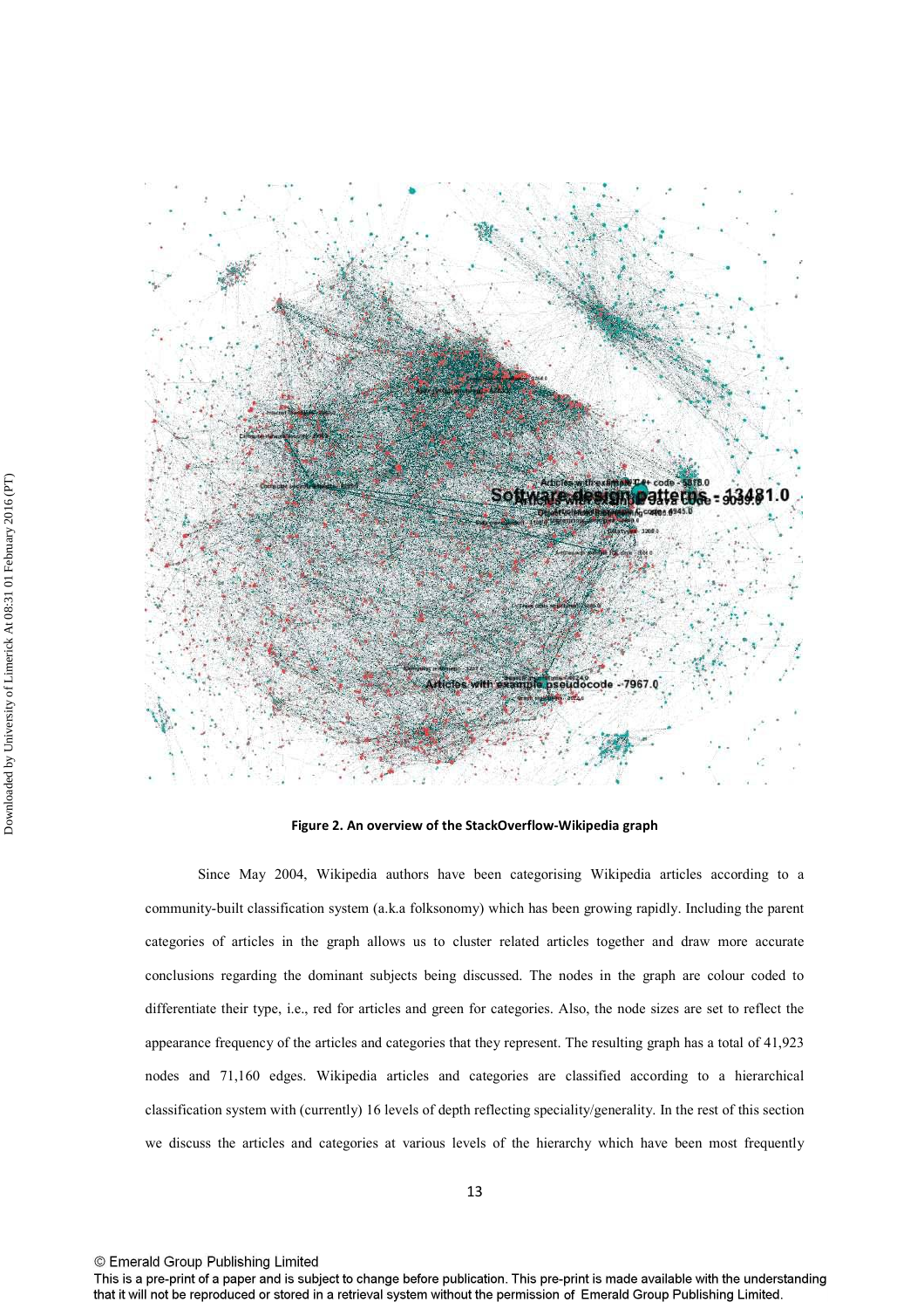**Figure 2. An overview of the StackOverflow-Wikipedia graph**

Since May 2004, Wikipedia authors have been categorising Wikipedia articles according to a community-built classification system (a.k.a folksonomy) which has been growing rapidly. Including the parent categories of articles in the graph allows us to cluster related articles together and draw more accurate conclusions regarding the dominant subjects being discussed. The nodes in the graph are colour coded to differentiate their type, i.e., red for articles and green for categories. Also, the node sizes are set to reflect the appearance frequency of the articles and categories that they represent. The resulting graph has a total of 41,923 nodes and 71,160 edges. Wikipedia articles and categories are classified according to a hierarchical classification system with (currently) 16 levels of depth reflecting speciality/generality. In the rest of this section we discuss the articles and categories at various levels of the hierarchy which have been most frequently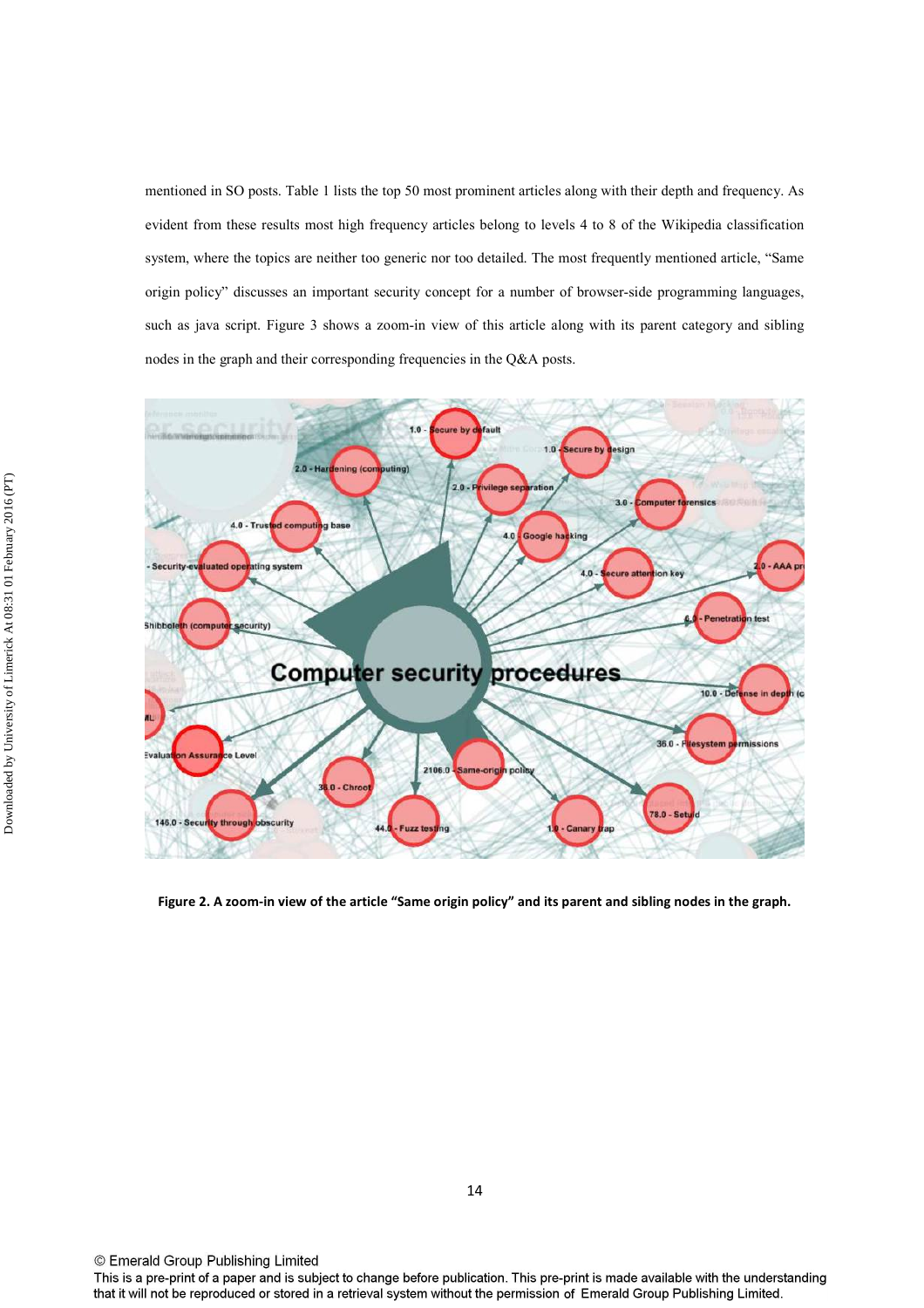mentioned in SO posts. Table 1 lists the top 50 most prominent articles along with their depth and frequency. As evident from these results most high frequency articles belong to levels 4 to 8 of the Wikipedia classification system, where the topics are neither too generic nor too detailed. The most frequently mentioned article, "Same origin policy" discusses an important security concept for a number of browser-side programming languages, such as java script. Figure 3 shows a zoom-in view of this article along with its parent category and sibling nodes in the graph and their corresponding frequencies in the Q&A posts.

**Figure 2. A zoom-in view of the article "Same origin policy" and its parent and sibling nodes in the graph.**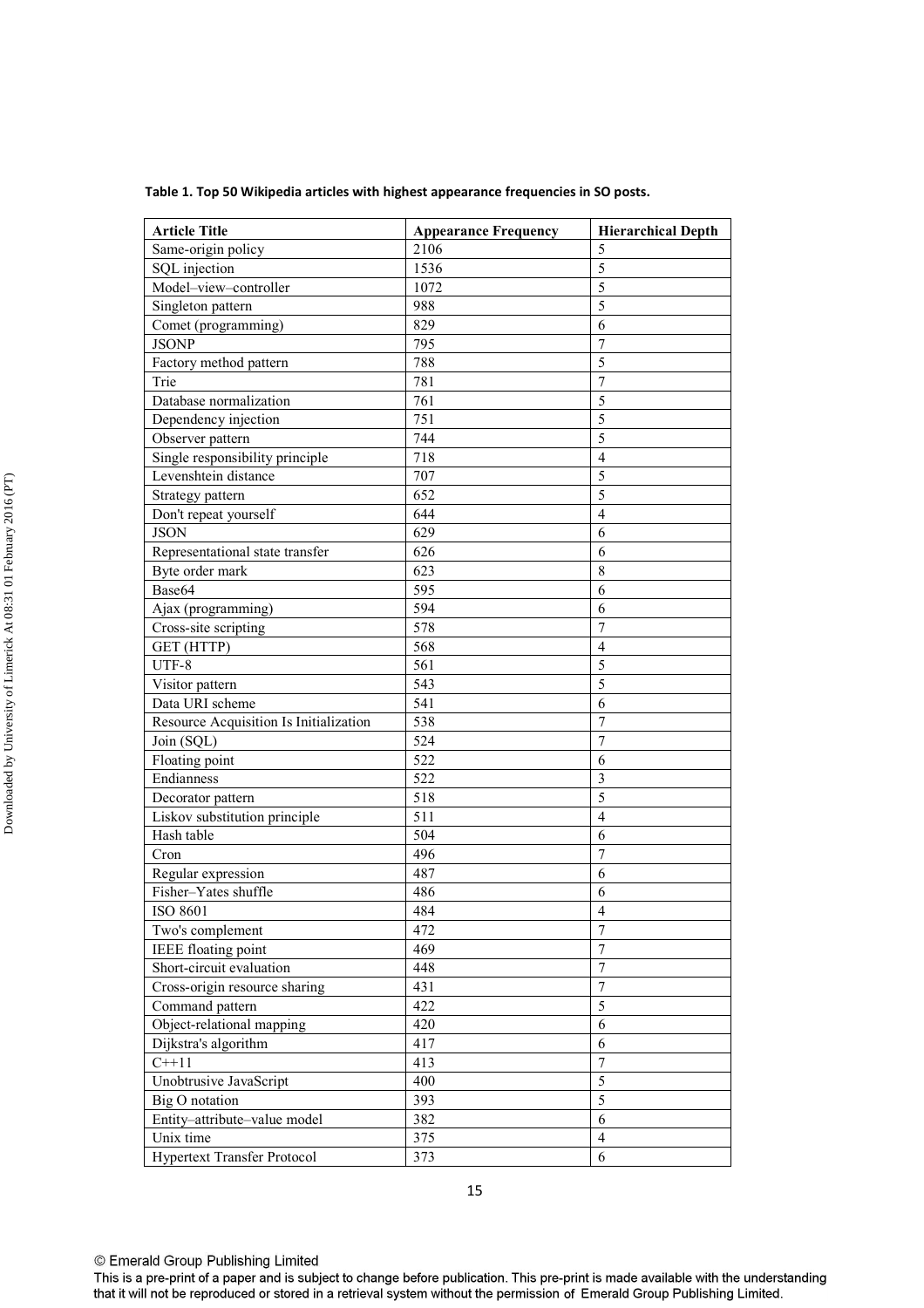**Table 1. Top 50 Wikipedia articles with highest appearance frequencies in SO posts.**

| Article Title | Appearance Frequency | Hierarchical Depth |
|---|---|---|
| Same-origin policy | 2106 | 5 |
| SQL injection | 1536 | 5 |
| Model–view–controller | 1072 | 5 |
| Singleton pattern | 988 | 5 |
| Comet (programming) | 829 | 6 |
| JSONP | 795 | 7 |
| Factory method pattern | 788 | 5 |
| Trie | 781 | 7 |
| Database normalization | 761 | 5 |
| Dependency injection | 751 | 5 |
| Observer pattern | 744 | 5 |
| Single responsibility principle | 718 | 4 |
| Levenshtein distance | 707 | 5 |
| Strategy pattern | 652 | 5 |
| Don't repeat yourself | 644 | 4 |
| JSON | 629 | 6 |
| Representational state transfer | 626 | 6 |
| Byte order mark | 623 | 8 |
| Base64 | 595 | 6 |
| Ajax (programming) | 594 | 6 |
| Cross-site scripting | 578 | 7 |
| GET (HTTP) | 568 | 4 |
| UTF-8 | 561 | 5 |
| Visitor pattern | 543 | 5 |
| Data URI scheme | 541 | 6 |
| Resource Acquisition Is Initialization | 538 | 7 |
| Join (SQL) | 524 | 7 |
| Floating point | 522 | 6 |
| Endianness | 522 | 3 |
| Decorator pattern | 518 | 5 |
| Liskov substitution principle | 511 | 4 |
| Hash table | 504 | 6 |
| Cron | 496 | 7 |
| Regular expression | 487 | 6 |
| Fisher–Yates shuffle | 486 | 6 |
| ISO 8601 | 484 | 4 |
| Two's complement | 472 | 7 |
| IEEE floating point | 469 | 7 |
| Short-circuit evaluation | 448 | 7 |
| Cross-origin resource sharing | 431 | 7 |
| Command pattern | 422 | 5 |
| Object-relational mapping | 420 | 6 |
| Dijkstra's algorithm | 417 | 6 |
| C++11 | 413 | 7 |
| Unobtrusive JavaScript | 400 | 5 |
| Big O notation | 393 | 5 |
| Entity–attribute–value model | 382 | 6 |
| Unix time | 375 | 4 |
| Hypertext Transfer Protocol | 373 | 6 |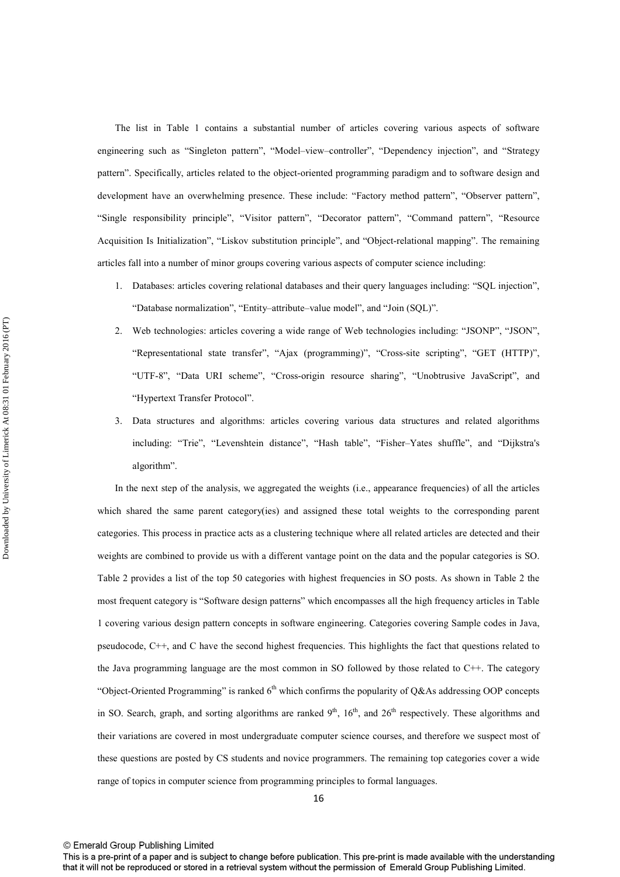The list in Table 1 contains a substantial number of articles covering various aspects of software engineering such as "Singleton pattern", "Model–view–controller", "Dependency injection", and "Strategy pattern". Specifically, articles related to the object-oriented programming paradigm and to software design and development have an overwhelming presence. These include: "Factory method pattern", "Observer pattern", "Single responsibility principle", "Visitor pattern", "Decorator pattern", "Command pattern", "Resource Acquisition Is Initialization", "Liskov substitution principle", and "Object-relational mapping". The remaining articles fall into a number of minor groups covering various aspects of computer science including:

1. Databases: articles covering relational databases and their query languages including: "SQL injection", "Database normalization", "Entity–attribute–value model", and "Join (SQL)".
2. Web technologies: articles covering a wide range of Web technologies including: "JSONP", "JSON", "Representational state transfer", "Ajax (programming)", "Cross-site scripting", "GET (HTTP)", "UTF-8", "Data URI scheme", "Cross-origin resource sharing", "Unobtrusive JavaScript", and "Hypertext Transfer Protocol".
3. Data structures and algorithms: articles covering various data structures and related algorithms including: "Trie", "Levenshtein distance", "Hash table", "Fisher–Yates shuffle", and "Dijkstra's algorithm".

In the next step of the analysis, we aggregated the weights (i.e., appearance frequencies) of all the articles which shared the same parent category(ies) and assigned these total weights to the corresponding parent categories. This process in practice acts as a clustering technique where all related articles are detected and their weights are combined to provide us with a different vantage point on the data and the popular categories is SO. Table 2 provides a list of the top 50 categories with highest frequencies in SO posts. As shown in Table 2 the most frequent category is "Software design patterns" which encompasses all the high frequency articles in Table 1 covering various design pattern concepts in software engineering. Categories covering Sample codes in Java, pseudocode, C++, and C have the second highest frequencies. This highlights the fact that questions related to the Java programming language are the most common in SO followed by those related to C++. The category "Object-Oriented Programming" is ranked 6th which confirms the popularity of Q&As addressing OOP concepts in SO. Search, graph, and sorting algorithms are ranked 9th, 16th, and 26th respectively. These algorithms and their variations are covered in most undergraduate computer science courses, and therefore we suspect most of these questions are posted by CS students and novice programmers. The remaining top categories cover a wide range of topics in computer science from programming principles to formal languages.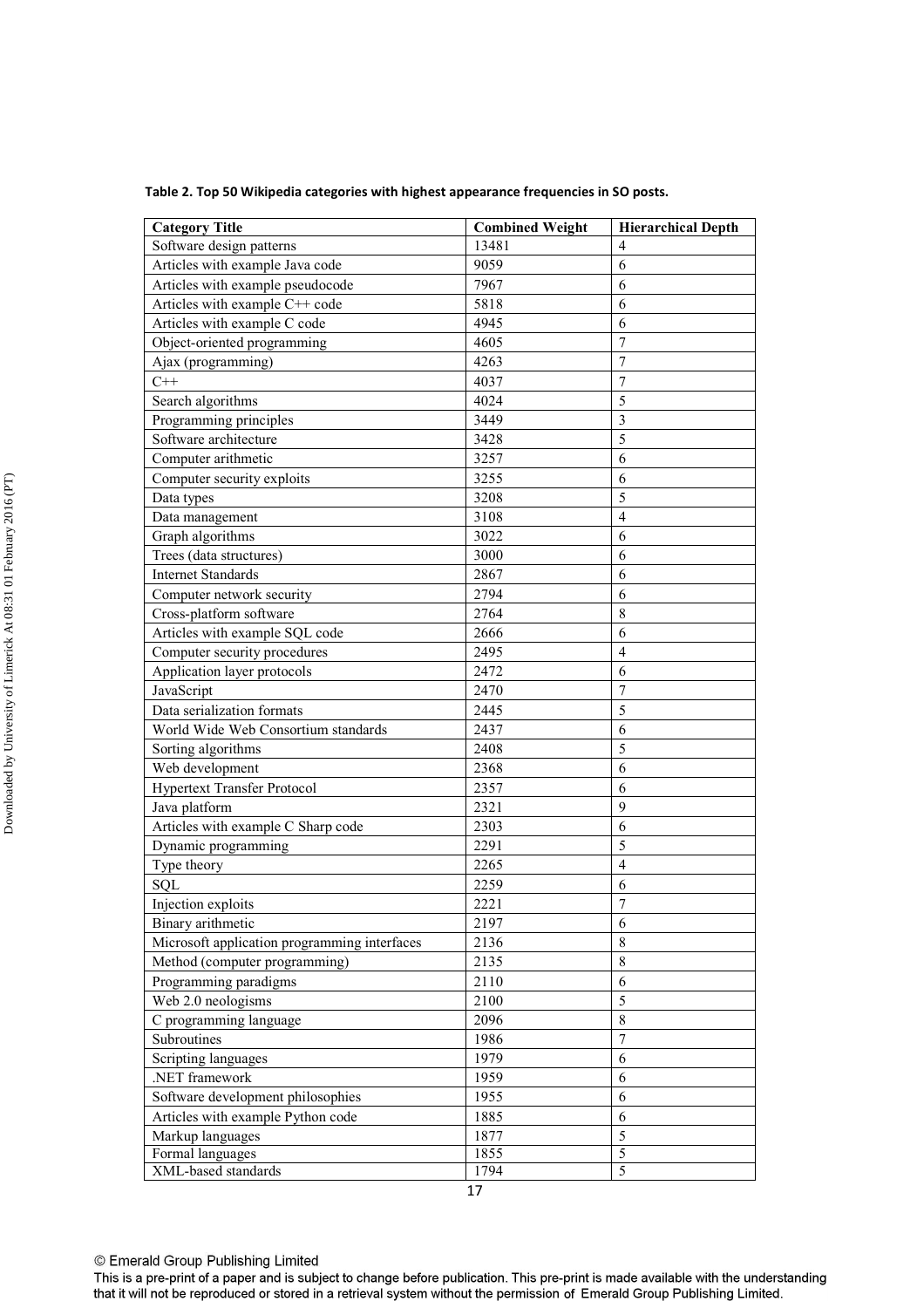**Table 2. Top 50 Wikipedia categories with highest appearance frequencies in SO posts.**

| Category Title | Combined Weight | Hierarchical Depth |
| --- | --- | --- |
| Software design patterns | 13481 | 4 |
| Articles with example Java code | 9059 | 6 |
| Articles with example pseudocode | 7967 | 6 |
| Articles with example C++ code | 5818 | 6 |
| Articles with example C code | 4945 | 6 |
| Object-oriented programming | 4605 | 7 |
| Ajax (programming) | 4263 | 7 |
| C++ | 4037 | 7 |
| Search algorithms | 4024 | 5 |
| Programming principles | 3449 | 3 |
| Software architecture | 3428 | 5 |
| Computer arithmetic | 3257 | 6 |
| Computer security exploits | 3255 | 6 |
| Data types | 3208 | 5 |
| Data management | 3108 | 4 |
| Graph algorithms | 3022 | 6 |
| Trees (data structures) | 3000 | 6 |
| Internet Standards | 2867 | 6 |
| Computer network security | 2794 | 6 |
| Cross-platform software | 2764 | 8 |
| Articles with example SQL code | 2666 | 6 |
| Computer security procedures | 2495 | 4 |
| Application layer protocols | 2472 | 6 |
| JavaScript | 2470 | 7 |
| Data serialization formats | 2445 | 5 |
| World Wide Web Consortium standards | 2437 | 6 |
| Sorting algorithms | 2408 | 5 |
| Web development | 2368 | 6 |
| Hypertext Transfer Protocol | 2357 | 6 |
| Java platform | 2321 | 9 |
| Articles with example C Sharp code | 2303 | 6 |
| Dynamic programming | 2291 | 5 |
| Type theory | 2265 | 4 |
| SQL | 2259 | 6 |
| Injection exploits | 2221 | 7 |
| Binary arithmetic | 2197 | 6 |
| Microsoft application programming interfaces | 2136 | 8 |
| Method (computer programming) | 2135 | 8 |
| Programming paradigms | 2110 | 6 |
| Web 2.0 neologisms | 2100 | 5 |
| C programming language | 2096 | 8 |
| Subroutines | 1986 | 7 |
| Scripting languages | 1979 | 6 |
| .NET framework | 1959 | 6 |
| Software development philosophies | 1955 | 6 |
| Articles with example Python code | 1885 | 6 |
| Markup languages | 1877 | 5 |
| Formal languages | 1855 | 5 |
| XML-based standards | 1794 | 5 |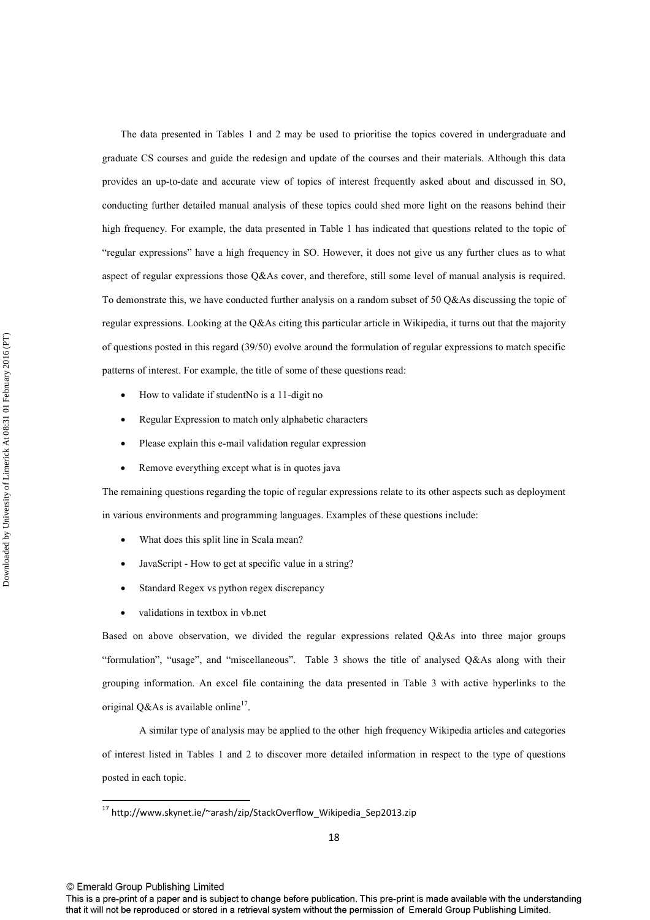The data presented in Tables 1 and 2 may be used to prioritise the topics covered in undergraduate and graduate CS courses and guide the redesign and update of the courses and their materials. Although this data provides an up-to-date and accurate view of topics of interest frequently asked about and discussed in SO, conducting further detailed manual analysis of these topics could shed more light on the reasons behind their high frequency. For example, the data presented in Table 1 has indicated that questions related to the topic of "regular expressions" have a high frequency in SO. However, it does not give us any further clues as to what aspect of regular expressions those Q&As cover, and therefore, still some level of manual analysis is required. To demonstrate this, we have conducted further analysis on a random subset of 50 Q&As discussing the topic of regular expressions. Looking at the Q&As citing this particular article in Wikipedia, it turns out that the majority of questions posted in this regard (39/50) evolve around the formulation of regular expressions to match specific patterns of interest. For example, the title of some of these questions read:

- How to validate if studentNo is a 11-digit no
- Regular Expression to match only alphabetic characters
- Please explain this e-mail validation regular expression
- Remove everything except what is in quotes java

The remaining questions regarding the topic of regular expressions relate to its other aspects such as deployment in various environments and programming languages. Examples of these questions include:

- What does this split line in Scala mean?
- JavaScript - How to get at specific value in a string?
- Standard Regex vs python regex discrepancy
- validations in textbox in vb.net

Based on above observation, we divided the regular expressions related Q&As into three major groups "formulation", "usage", and "miscellaneous". Table 3 shows the title of analysed Q&As along with their grouping information. An excel file containing the data presented in Table 3 with active hyperlinks to the original Q&As is available online[17].

A similar type of analysis may be applied to the other high frequency Wikipedia articles and categories of interest listed in Tables 1 and 2 to discover more detailed information in respect to the type of questions posted in each topic.

[17] http://www.skynet.ie/~arash/zip/StackOverflow_Wikipedia_Sep2013.zip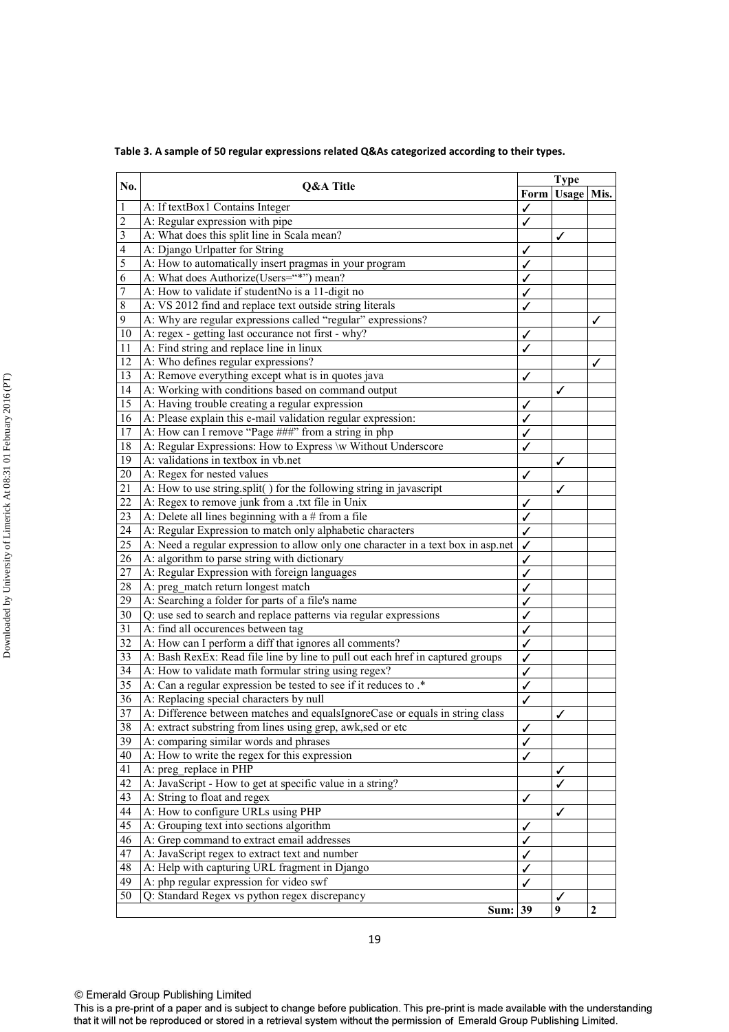**Table 3. A sample of 50 regular expressions related Q&As categorized according to their types.**

| No. | Q&A Title | Type | | |
|---|---|---|---|---|
| | | Form | Usage | Mis. |
| 1 | A: If textBox1 Contains Integer | ✓ | | |
| 2 | A: Regular expression with pipe | ✓ | | |
| 3 | A: What does this split line in Scala mean? | | ✓ | |
| 4 | A: Django Urlpatter for String | ✓ | | |
| 5 | A: How to automatically insert pragmas in your program | ✓ | | |
| 6 | A: What does Authorize(Users="*") mean? | ✓ | | |
| 7 | A: How to validate if studentNo is a 11-digit no | ✓ | | |
| 8 | A: VS 2012 find and replace text outside string literals | ✓ | | |
| 9 | A: Why are regular expressions called "regular" expressions? | | | ✓ |
| 10 | A: regex - getting last occurance not first - why? | ✓ | | |
| 11 | A: Find string and replace line in linux | ✓ | | |
| 12 | A: Who defines regular expressions? | | | ✓ |
| 13 | A: Remove everything except what is in quotes java | ✓ | | |
| 14 | A: Working with conditions based on command output | | ✓ | |
| 15 | A: Having trouble creating a regular expression | ✓ | | |
| 16 | A: Please explain this e-mail validation regular expression: | ✓ | | |
| 17 | A: How can I remove "Page ###" from a string in php | ✓ | | |
| 18 | A: Regular Expressions: How to Express \w Without Underscore | ✓ | | |
| 19 | A: validations in textbox in vb.net | | ✓ | |
| 20 | A: Regex for nested values | ✓ | | |
| 21 | A: How to use string.split( ) for the following string in javascript | | ✓ | |
| 22 | A: Regex to remove junk from a .txt file in Unix | ✓ | | |
| 23 | A: Delete all lines beginning with a # from a file | ✓ | | |
| 24 | A: Regular Expression to match only alphabetic characters | ✓ | | |
| 25 | A: Need a regular expression to allow only one character in a text box in asp.net | ✓ | | |
| 26 | A: algorithm to parse string with dictionary | ✓ | | |
| 27 | A: Regular Expression with foreign languages | ✓ | | |
| 28 | A: preg_match return longest match | ✓ | | |
| 29 | A: Searching a folder for parts of a file's name | ✓ | | |
| 30 | Q: use sed to search and replace patterns via regular expressions | ✓ | | |
| 31 | A: find all occurences between tag | ✓ | | |
| 32 | A: How can I perform a diff that ignores all comments? | ✓ | | |
| 33 | A: Bash RexEx: Read file line by line to pull out each href in captured groups | ✓ | | |
| 34 | A: How to validate math formular string using regex? | ✓ | | |
| 35 | A: Can a regular expression be tested to see if it reduces to .* | ✓ | | |
| 36 | A: Replacing special characters by null | ✓ | | |
| 37 | A: Difference between matches and equalsIgnoreCase or equals in string class | | ✓ | |
| 38 | A: extract substring from lines using grep, awk,sed or etc | ✓ | | |
| 39 | A: comparing similar words and phrases | ✓ | | |
| 40 | A: How to write the regex for this expression | ✓ | | |
| 41 | A: preg_replace in PHP | | ✓ | |
| 42 | A: JavaScript - How to get at specific value in a string? | | ✓ | |
| 43 | A: String to float and regex | ✓ | | |
| 44 | A: How to configure URLs using PHP | | ✓ | |
| 45 | A: Grouping text into sections algorithm | ✓ | | |
| 46 | A: Grep command to extract email addresses | ✓ | | |
| 47 | A: JavaScript regex to extract text and number | ✓ | | |
| 48 | A: Help with capturing URL fragment in Django | ✓ | | |
| 49 | A: php regular expression for video swf | ✓ | | |
| 50 | Q: Standard Regex vs python regex discrepancy | | ✓ | |
| | **Sum:** | **39** | **9** | **2** |

© Emerald Group Publishing Limited
This is a pre-print of a paper and is subject to change before publication. This pre-print is made available with the understanding that it will not be reproduced or stored in a retrieval system without the permission of Emerald Group Publishing Limited.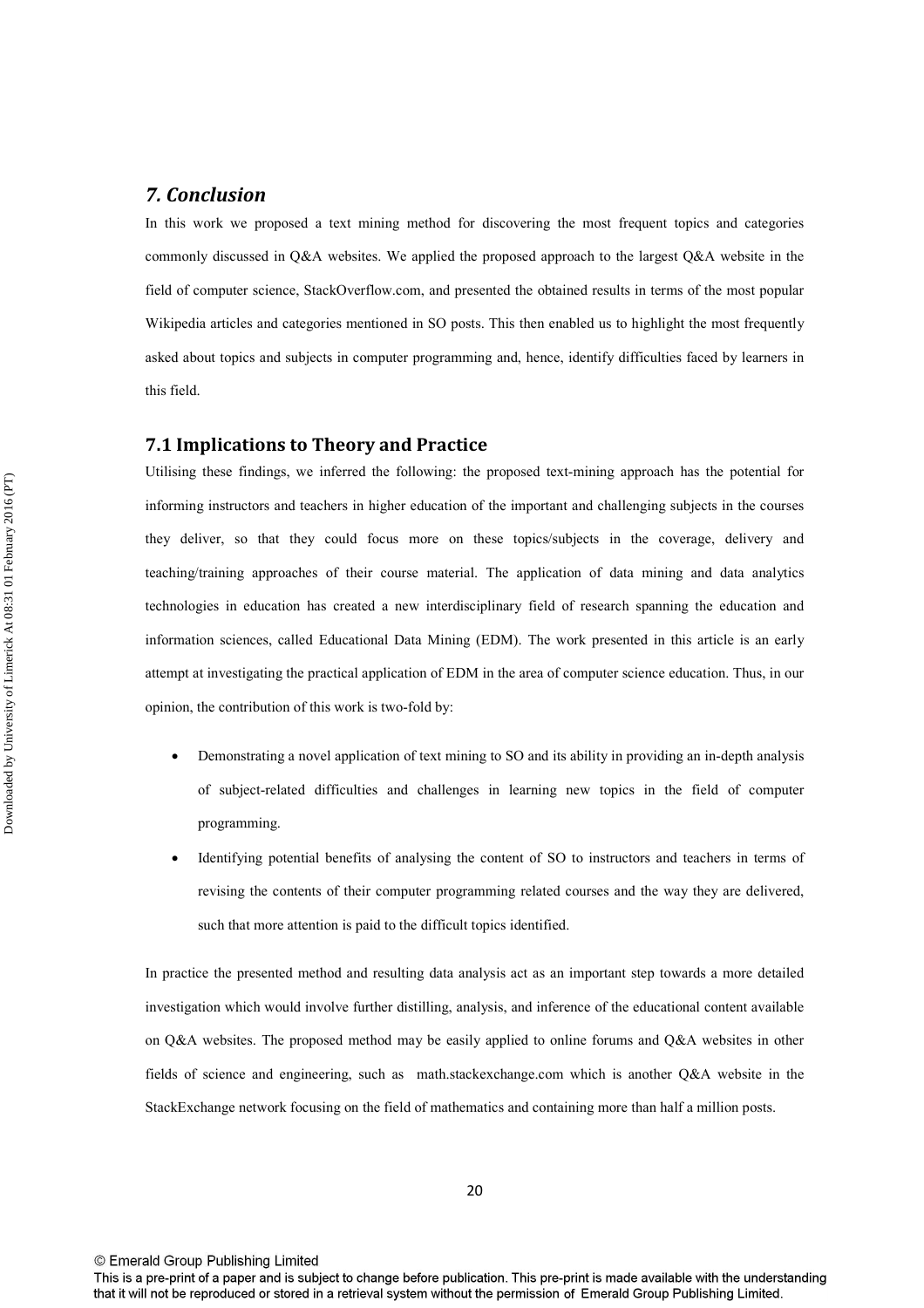## *7. Conclusion*

In this work we proposed a text mining method for discovering the most frequent topics and categories commonly discussed in Q&A websites. We applied the proposed approach to the largest Q&A website in the field of computer science, StackOverflow.com, and presented the obtained results in terms of the most popular Wikipedia articles and categories mentioned in SO posts. This then enabled us to highlight the most frequently asked about topics and subjects in computer programming and, hence, identify difficulties faced by learners in this field.

### 7.1 Implications to Theory and Practice

Utilising these findings, we inferred the following: the proposed text-mining approach has the potential for informing instructors and teachers in higher education of the important and challenging subjects in the courses they deliver, so that they could focus more on these topics/subjects in the coverage, delivery and teaching/training approaches of their course material. The application of data mining and data analytics technologies in education has created a new interdisciplinary field of research spanning the education and information sciences, called Educational Data Mining (EDM). The work presented in this article is an early attempt at investigating the practical application of EDM in the area of computer science education. Thus, in our opinion, the contribution of this work is two-fold by:

- Demonstrating a novel application of text mining to SO and its ability in providing an in-depth analysis of subject-related difficulties and challenges in learning new topics in the field of computer programming.
- Identifying potential benefits of analysing the content of SO to instructors and teachers in terms of revising the contents of their computer programming related courses and the way they are delivered, such that more attention is paid to the difficult topics identified.

In practice the presented method and resulting data analysis act as an important step towards a more detailed investigation which would involve further distilling, analysis, and inference of the educational content available on Q&A websites. The proposed method may be easily applied to online forums and Q&A websites in other fields of science and engineering, such as math.stackexchange.com which is another Q&A website in the StackExchange network focusing on the field of mathematics and containing more than half a million posts.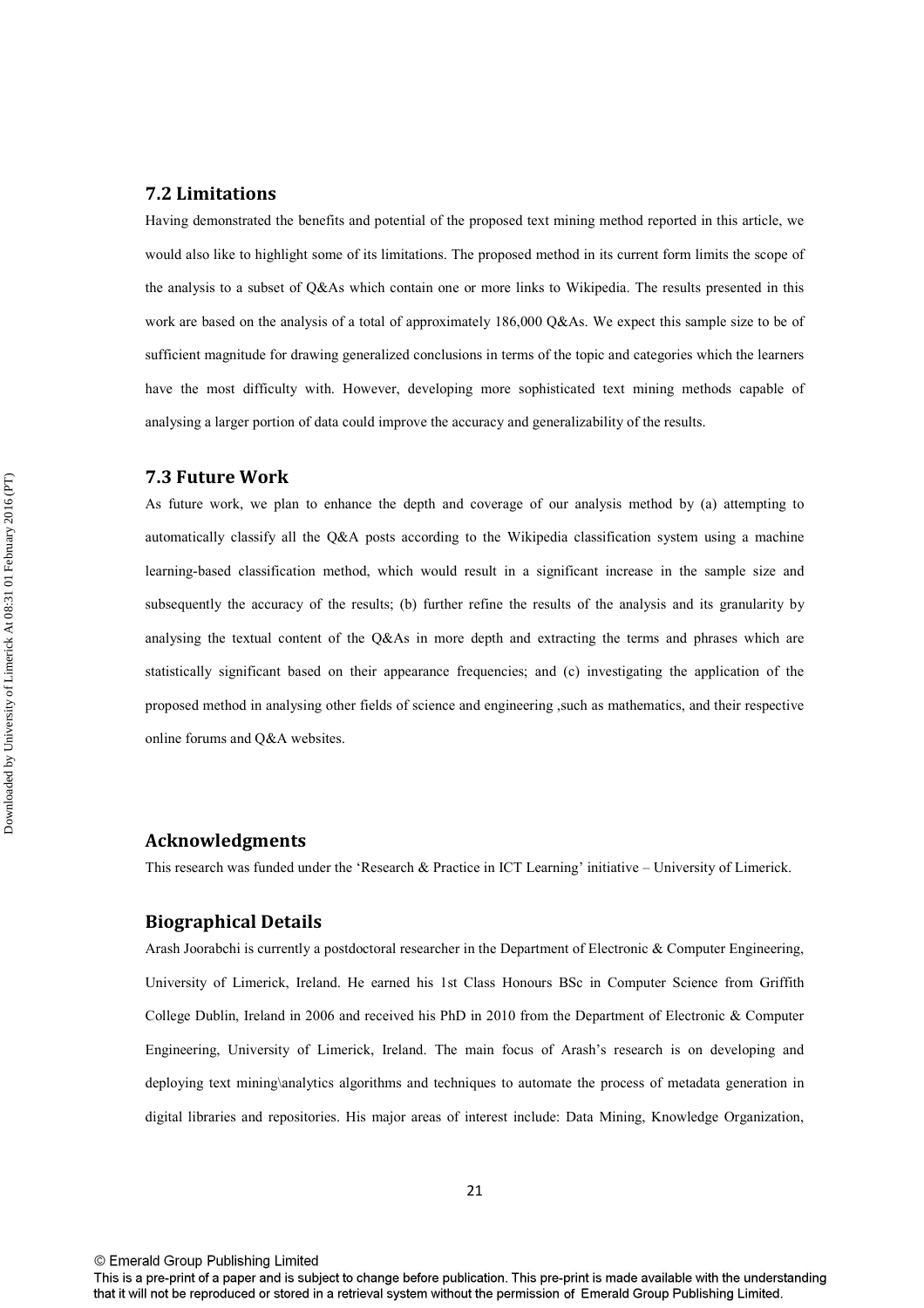### 7.2 Limitations

Having demonstrated the benefits and potential of the proposed text mining method reported in this article, we would also like to highlight some of its limitations. The proposed method in its current form limits the scope of the analysis to a subset of Q&As which contain one or more links to Wikipedia. The results presented in this work are based on the analysis of a total of approximately 186,000 Q&As. We expect this sample size to be of sufficient magnitude for drawing generalized conclusions in terms of the topic and categories which the learners have the most difficulty with. However, developing more sophisticated text mining methods capable of analysing a larger portion of data could improve the accuracy and generalizability of the results.

### 7.3 Future Work

As future work, we plan to enhance the depth and coverage of our analysis method by (a) attempting to automatically classify all the Q&A posts according to the Wikipedia classification system using a machine learning-based classification method, which would result in a significant increase in the sample size and subsequently the accuracy of the results; (b) further refine the results of the analysis and its granularity by analysing the textual content of the Q&As in more depth and extracting the terms and phrases which are statistically significant based on their appearance frequencies; and (c) investigating the application of the proposed method in analysing other fields of science and engineering ,such as mathematics, and their respective online forums and Q&A websites.

## Acknowledgments

This research was funded under the 'Research & Practice in ICT Learning' initiative – University of Limerick.

## Biographical Details

Arash Joorabchi is currently a postdoctoral researcher in the Department of Electronic & Computer Engineering, University of Limerick, Ireland. He earned his 1st Class Honours BSc in Computer Science from Griffith College Dublin, Ireland in 2006 and received his PhD in 2010 from the Department of Electronic & Computer Engineering, University of Limerick, Ireland. The main focus of Arash's research is on developing and deploying text mining\analytics algorithms and techniques to automate the process of metadata generation in digital libraries and repositories. His major areas of interest include: Data Mining, Knowledge Organization,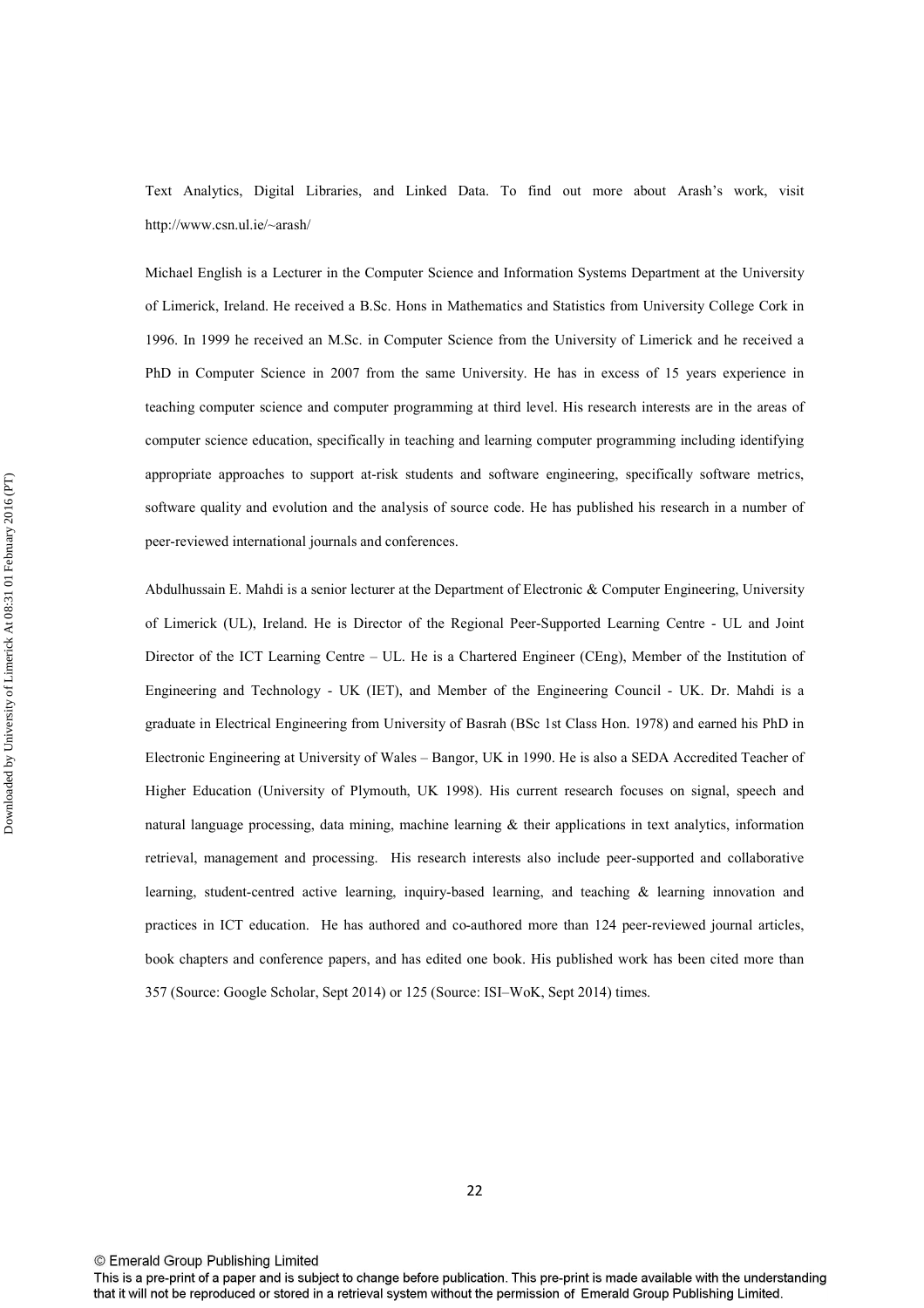Text Analytics, Digital Libraries, and Linked Data. To find out more about Arash's work, visit http://www.csn.ul.ie/~arash/

Michael English is a Lecturer in the Computer Science and Information Systems Department at the University of Limerick, Ireland. He received a B.Sc. Hons in Mathematics and Statistics from University College Cork in 1996. In 1999 he received an M.Sc. in Computer Science from the University of Limerick and he received a PhD in Computer Science in 2007 from the same University. He has in excess of 15 years experience in teaching computer science and computer programming at third level. His research interests are in the areas of computer science education, specifically in teaching and learning computer programming including identifying appropriate approaches to support at-risk students and software engineering, specifically software metrics, software quality and evolution and the analysis of source code. He has published his research in a number of peer-reviewed international journals and conferences.

Abdulhussain E. Mahdi is a senior lecturer at the Department of Electronic & Computer Engineering, University of Limerick (UL), Ireland. He is Director of the Regional Peer-Supported Learning Centre - UL and Joint Director of the ICT Learning Centre – UL. He is a Chartered Engineer (CEng), Member of the Institution of Engineering and Technology - UK (IET), and Member of the Engineering Council - UK. Dr. Mahdi is a graduate in Electrical Engineering from University of Basrah (BSc 1st Class Hon. 1978) and earned his PhD in Electronic Engineering at University of Wales – Bangor, UK in 1990. He is also a SEDA Accredited Teacher of Higher Education (University of Plymouth, UK 1998). His current research focuses on signal, speech and natural language processing, data mining, machine learning & their applications in text analytics, information retrieval, management and processing. His research interests also include peer-supported and collaborative learning, student-centred active learning, inquiry-based learning, and teaching & learning innovation and practices in ICT education. He has authored and co-authored more than 124 peer-reviewed journal articles, book chapters and conference papers, and has edited one book. His published work has been cited more than 357 (Source: Google Scholar, Sept 2014) or 125 (Source: ISI–WoK, Sept 2014) times.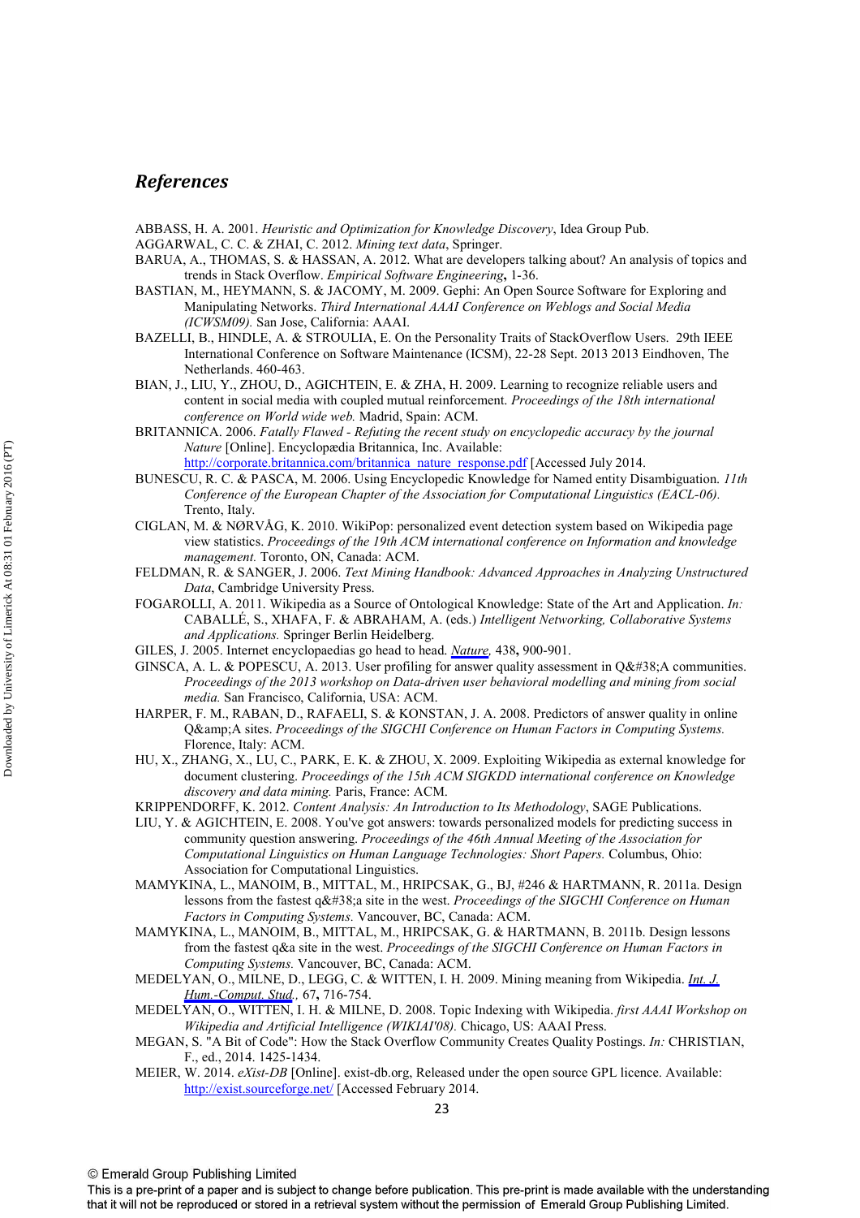## References

ABBASS, H. A. 2001. *Heuristic and Optimization for Knowledge Discovery*, Idea Group Pub.

AGGARWAL, C. C. & ZHAI, C. 2012. *Mining text data*, Springer.

BARUA, A., THOMAS, S. & HASSAN, A. 2012. What are developers talking about? An analysis of topics and trends in Stack Overflow. *Empirical Software Engineering*, 1-36.

BASTIAN, M., HEYMANN, S. & JACOMY, M. 2009. Gephi: An Open Source Software for Exploring and Manipulating Networks. *Third International AAAI Conference on Weblogs and Social Media (ICWSM09).* San Jose, California: AAAI.

BAZELLI, B., HINDLE, A. & STROULIA, E. On the Personality Traits of StackOverflow Users. 29th IEEE International Conference on Software Maintenance (ICSM), 22-28 Sept. 2013 2013 Eindhoven, The Netherlands. 460-463.

BIAN, J., LIU, Y., ZHOU, D., AGICHTEIN, E. & ZHA, H. 2009. Learning to recognize reliable users and content in social media with coupled mutual reinforcement. *Proceedings of the 18th international conference on World wide web.* Madrid, Spain: ACM.

BRITANNICA. 2006. *Fatally Flawed - Refuting the recent study on encyclopedic accuracy by the journal Nature* [Online]. Encyclopædia Britannica, Inc. Available: http://corporate.britannica.com/britannica_nature_response.pdf [Accessed July 2014.

BUNESCU, R. C. & PASCA, M. 2006. Using Encyclopedic Knowledge for Named entity Disambiguation. *11th Conference of the European Chapter of the Association for Computational Linguistics (EACL-06).* Trento, Italy.

CIGLAN, M. & NØRVÅG, K. 2010. WikiPop: personalized event detection system based on Wikipedia page view statistics. *Proceedings of the 19th ACM international conference on Information and knowledge management.* Toronto, ON, Canada: ACM.

FELDMAN, R. & SANGER, J. 2006. *Text Mining Handbook: Advanced Approaches in Analyzing Unstructured Data*, Cambridge University Press.

FOGAROLLI, A. 2011. Wikipedia as a Source of Ontological Knowledge: State of the Art and Application. *In:* CABALLÉ, S., XHAFA, F. & ABRAHAM, A. (eds.) *Intelligent Networking, Collaborative Systems and Applications.* Springer Berlin Heidelberg.

GILES, J. 2005. Internet encyclopaedias go head to head. *Nature*, 438**,** 900-901.

GINSCA, A. L. & POPESCU, A. 2013. User profiling for answer quality assessment in Q&#38;A communities. *Proceedings of the 2013 workshop on Data-driven user behavioral modelling and mining from social media.* San Francisco, California, USA: ACM.

HARPER, F. M., RABAN, D., RAFAELI, S. & KONSTAN, J. A. 2008. Predictors of answer quality in online Q&amp;A sites. *Proceedings of the SIGCHI Conference on Human Factors in Computing Systems.* Florence, Italy: ACM.

HU, X., ZHANG, X., LU, C., PARK, E. K. & ZHOU, X. 2009. Exploiting Wikipedia as external knowledge for document clustering. *Proceedings of the 15th ACM SIGKDD international conference on Knowledge discovery and data mining.* Paris, France: ACM.

KRIPPENDORFF, K. 2012. *Content Analysis: An Introduction to Its Methodology*, SAGE Publications.

LIU, Y. & AGICHTEIN, E. 2008. You've got answers: towards personalized models for predicting success in community question answering. *Proceedings of the 46th Annual Meeting of the Association for Computational Linguistics on Human Language Technologies: Short Papers.* Columbus, Ohio: Association for Computational Linguistics.

MAMYKINA, L., MANOIM, B., MITTAL, M., HRIPCSAK, G., BJ, #246 & HARTMANN, R. 2011a. Design lessons from the fastest q&#38;a site in the west. *Proceedings of the SIGCHI Conference on Human Factors in Computing Systems.* Vancouver, BC, Canada: ACM.

MAMYKINA, L., MANOIM, B., MITTAL, M., HRIPCSAK, G. & HARTMANN, B. 2011b. Design lessons from the fastest q&a site in the west. *Proceedings of the SIGCHI Conference on Human Factors in Computing Systems.* Vancouver, BC, Canada: ACM.

MEDELYAN, O., MILNE, D., LEGG, C. & WITTEN, I. H. 2009. Mining meaning from Wikipedia. *Int. J. Hum.-Comput. Stud.*, 67**,** 716-754.

MEDELYAN, O., WITTEN, I. H. & MILNE, D. 2008. Topic Indexing with Wikipedia. *first AAAI Workshop on Wikipedia and Artificial Intelligence (WIKIAI'08).* Chicago, US: AAAI Press.

MEGAN, S. "A Bit of Code": How the Stack Overflow Community Creates Quality Postings. *In:* CHRISTIAN, F., ed., 2014. 1425-1434.

MEIER, W. 2014. *eXist-DB* [Online]. exist-db.org, Released under the open source GPL licence. Available: http://exist.sourceforge.net/ [Accessed February 2014.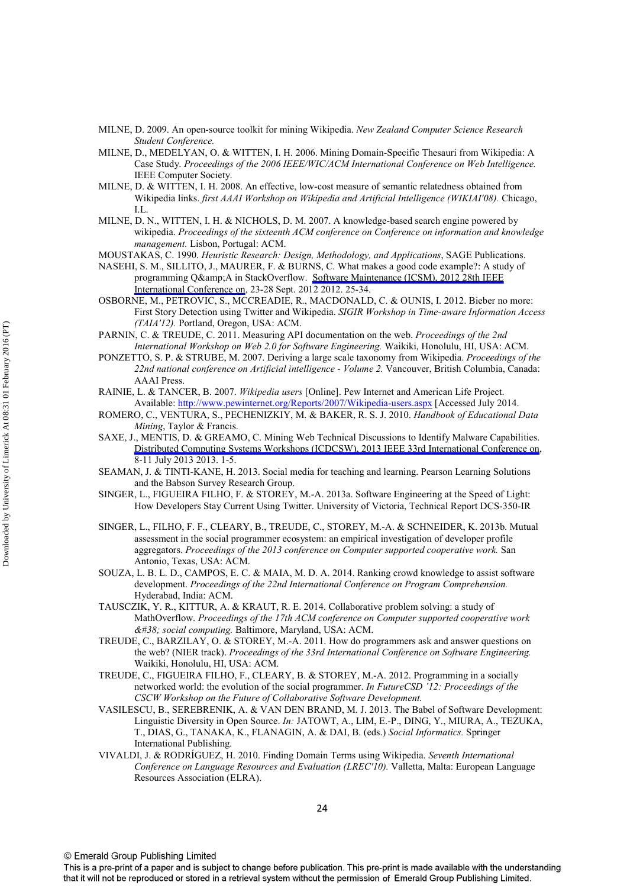MILNE, D. 2009. An open-source toolkit for mining Wikipedia. *New Zealand Computer Science Research Student Conference.*

MILNE, D., MEDELYAN, O. & WITTEN, I. H. 2006. Mining Domain-Specific Thesauri from Wikipedia: A Case Study. *Proceedings of the 2006 IEEE/WIC/ACM International Conference on Web Intelligence.* IEEE Computer Society.

MILNE, D. & WITTEN, I. H. 2008. An effective, low-cost measure of semantic relatedness obtained from Wikipedia links. *first AAAI Workshop on Wikipedia and Artificial Intelligence (WIKIAI'08).* Chicago, I.L.

MILNE, D. N., WITTEN, I. H. & NICHOLS, D. M. 2007. A knowledge-based search engine powered by wikipedia. *Proceedings of the sixteenth ACM conference on Conference on information and knowledge management.* Lisbon, Portugal: ACM.

MOUSTAKAS, C. 1990. *Heuristic Research: Design, Methodology, and Applications*, SAGE Publications.

NASEHI, S. M., SILLITO, J., MAURER, F. & BURNS, C. What makes a good code example?: A study of programming Q&amp;A in StackOverflow. Software Maintenance (ICSM), 2012 28th IEEE International Conference on, 23-28 Sept. 2012 2012. 25-34.

OSBORNE, M., PETROVIC, S., MCCREADIE, R., MACDONALD, C. & OUNIS, I. 2012. Bieber no more: First Story Detection using Twitter and Wikipedia. *SIGIR Workshop in Time-aware Information Access (TAIA'12).* Portland, Oregon, USA: ACM.

PARNIN, C. & TREUDE, C. 2011. Measuring API documentation on the web. *Proceedings of the 2nd International Workshop on Web 2.0 for Software Engineering.* Waikiki, Honolulu, HI, USA: ACM.

PONZETTO, S. P. & STRUBE, M. 2007. Deriving a large scale taxonomy from Wikipedia. *Proceedings of the 22nd national conference on Artificial intelligence - Volume 2.* Vancouver, British Columbia, Canada: AAAI Press.

RAINIE, L. & TANCER, B. 2007. *Wikipedia users* [Online]. Pew Internet and American Life Project. Available: http://www.pewinternet.org/Reports/2007/Wikipedia-users.aspx [Accessed July 2014.

ROMERO, C., VENTURA, S., PECHENIZKIY, M. & BAKER, R. S. J. 2010. *Handbook of Educational Data Mining*, Taylor & Francis.

SAXE, J., MENTIS, D. & GREAMO, C. Mining Web Technical Discussions to Identify Malware Capabilities. Distributed Computing Systems Workshops (ICDCSW), 2013 IEEE 33rd International Conference on, 8-11 July 2013 2013. 1-5.

SEAMAN, J. & TINTI-KANE, H. 2013. Social media for teaching and learning. Pearson Learning Solutions and the Babson Survey Research Group.

SINGER, L., FIGUEIRA FILHO, F. & STOREY, M.-A. 2013a. Software Engineering at the Speed of Light: How Developers Stay Current Using Twitter. University of Victoria, Technical Report DCS-350-IR

SINGER, L., FILHO, F. F., CLEARY, B., TREUDE, C., STOREY, M.-A. & SCHNEIDER, K. 2013b. Mutual assessment in the social programmer ecosystem: an empirical investigation of developer profile aggregators. *Proceedings of the 2013 conference on Computer supported cooperative work.* San Antonio, Texas, USA: ACM.

SOUZA, L. B. L. D., CAMPOS, E. C. & MAIA, M. D. A. 2014. Ranking crowd knowledge to assist software development. *Proceedings of the 22nd International Conference on Program Comprehension.* Hyderabad, India: ACM.

TAUSCZIK, Y. R., KITTUR, A. & KRAUT, R. E. 2014. Collaborative problem solving: a study of MathOverflow. *Proceedings of the 17th ACM conference on Computer supported cooperative work &#38; social computing.* Baltimore, Maryland, USA: ACM.

TREUDE, C., BARZILAY, O. & STOREY, M.-A. 2011. How do programmers ask and answer questions on the web? (NIER track). *Proceedings of the 33rd International Conference on Software Engineering.* Waikiki, Honolulu, HI, USA: ACM.

TREUDE, C., FIGUEIRA FILHO, F., CLEARY, B. & STOREY, M.-A. 2012. Programming in a socially networked world: the evolution of the social programmer. *In FutureCSD '12: Proceedings of the CSCW Workshop on the Future of Collaborative Software Development.*

VASILESCU, B., SEREBRENIK, A. & VAN DEN BRAND, M. J. 2013. The Babel of Software Development: Linguistic Diversity in Open Source. *In:* JATOWT, A., LIM, E.-P., DING, Y., MIURA, A., TEZUKA, T., DIAS, G., TANAKA, K., FLANAGIN, A. & DAI, B. (eds.) *Social Informatics.* Springer International Publishing.

VIVALDI, J. & RODRÍGUEZ, H. 2010. Finding Domain Terms using Wikipedia. *Seventh International Conference on Language Resources and Evaluation (LREC'10).* Valletta, Malta: European Language Resources Association (ELRA).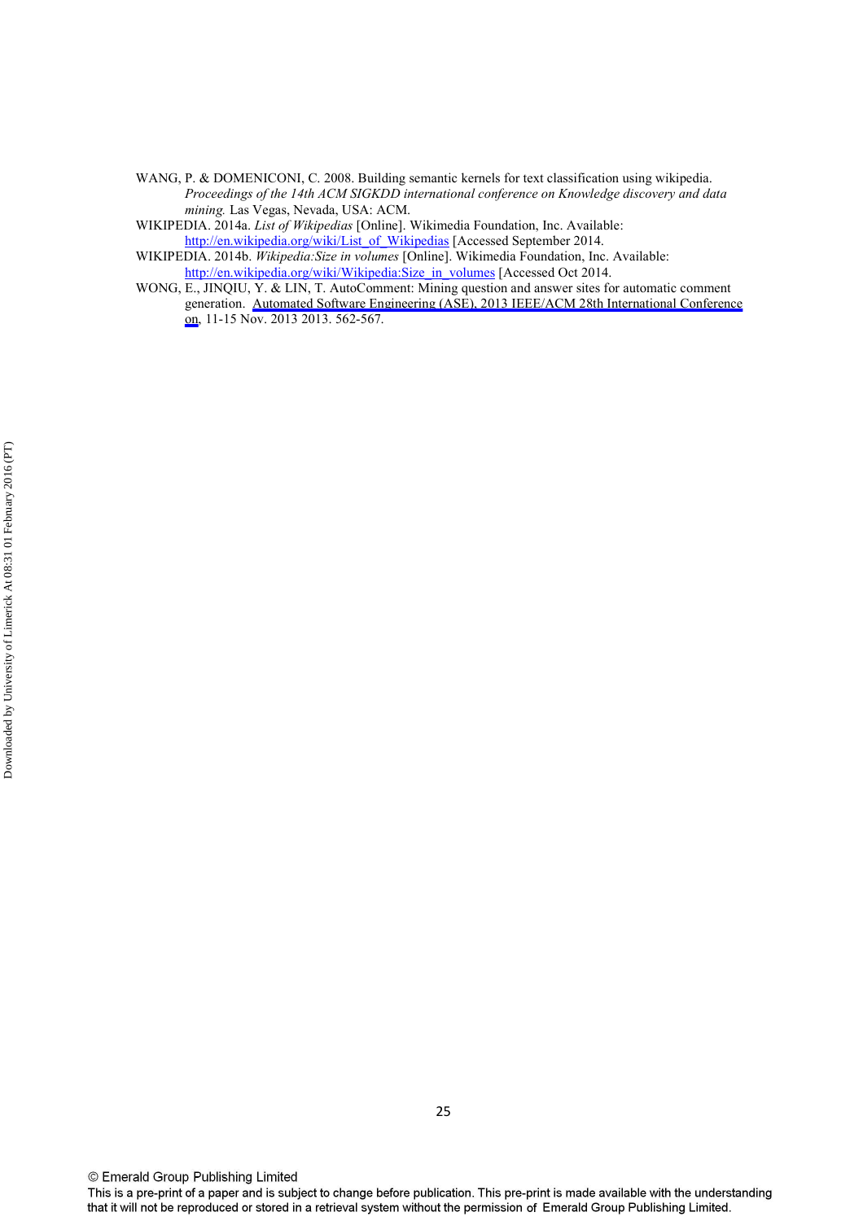WANG, P. & DOMENICONI, C. 2008. Building semantic kernels for text classification using wikipedia. *Proceedings of the 14th ACM SIGKDD international conference on Knowledge discovery and data mining.* Las Vegas, Nevada, USA: ACM.

WIKIPEDIA. 2014a. *List of Wikipedias* [Online]. Wikimedia Foundation, Inc. Available: http://en.wikipedia.org/wiki/List_of_Wikipedias [Accessed September 2014.

WIKIPEDIA. 2014b. *Wikipedia:Size in volumes* [Online]. Wikimedia Foundation, Inc. Available: http://en.wikipedia.org/wiki/Wikipedia:Size_in_volumes [Accessed Oct 2014.

WONG, E., JINQIU, Y. & LIN, T. AutoComment: Mining question and answer sites for automatic comment generation. Automated Software Engineering (ASE), 2013 IEEE/ACM 28th International Conference on, 11-15 Nov. 2013 2013. 562-567.